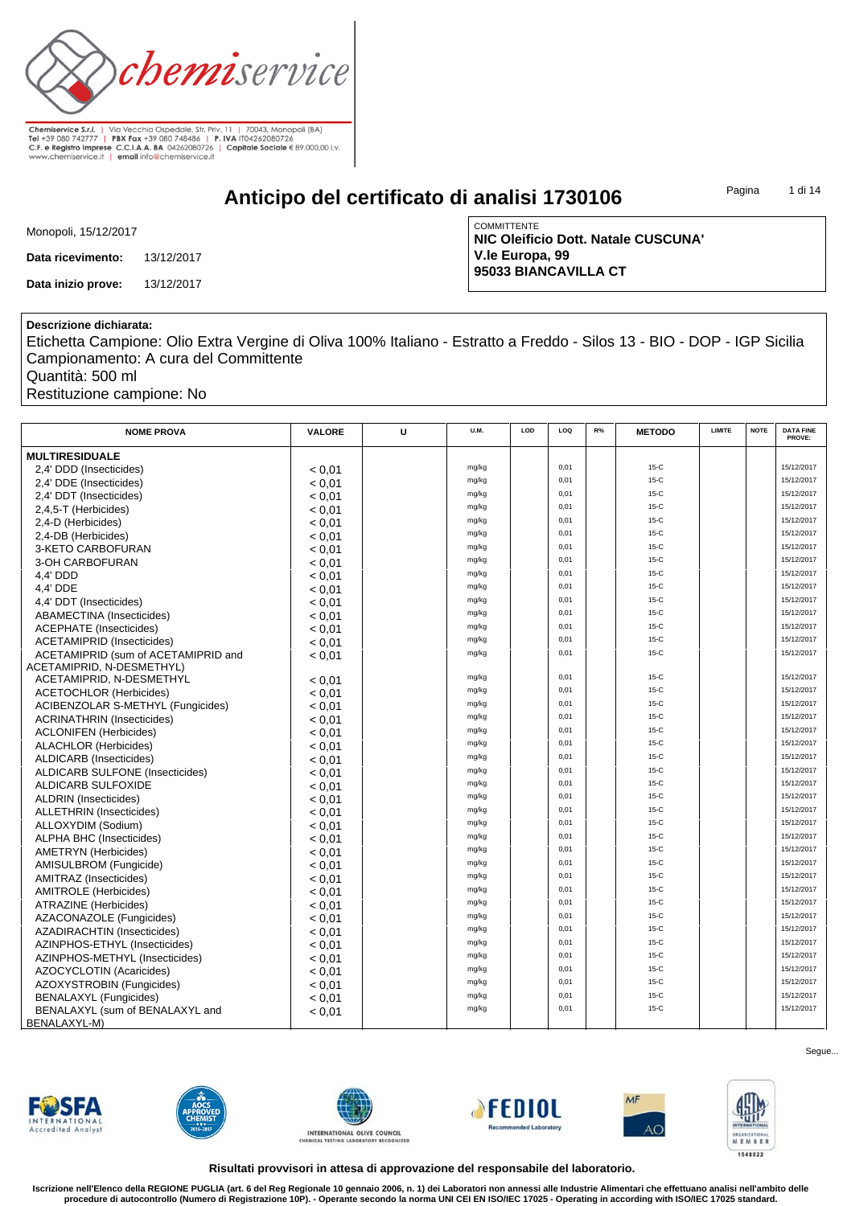Chemiservice S.r.l. | Via Vecchia Ospedale, Str. Priv. 11 | 70043, Monopoli (BA)
Tel +39 080 742777 | PBX Fax +39 080 748486 | P. IVA IT04262080726
C.F. e Registro Imprese C.C.I.A.A. BA 04262080726 | Capitale Sociale € 89.000,00 i.v.
www.chemiservice.it | email info@chemiservice.it

# Anticipo del certificato di analisi 1730106

Monopoli, 15/12/2017

**Data ricevimento:** 13/12/2017

**Data inizio prove:** 13/12/2017

COMMITTENTE
**NIC Oleificio Dott. Natale CUSCUNA'**
**V.le Europa, 99**
**95033 BIANCAVILLA CT**

**Descrizione dichiarata:**
Etichetta Campione: Olio Extra Vergine di Oliva 100% Italiano - Estratto a Freddo - Silos 13 - BIO - DOP - IGP Sicilia
Campionamento: A cura del Committente
Quantità: 500 ml
Restituzione campione: No

| NOME PROVA | VALORE | U | U.M. | LOD | LOQ | R% | METODO | LIMITE | NOTE | DATA FINE PROVE: |
|---|---|---|---|---|---|---|---|---|---|---|
| **MULTIRESIDUALE** | | | | | | | | | | |
| 2,4' DDD (Insecticides) | < 0,01 | | mg/kg | | 0,01 | | 15-C | | | 15/12/2017 |
| 2,4' DDE (Insecticides) | < 0,01 | | mg/kg | | 0,01 | | 15-C | | | 15/12/2017 |
| 2,4' DDT (Insecticides) | < 0,01 | | mg/kg | | 0,01 | | 15-C | | | 15/12/2017 |
| 2,4,5-T (Herbicides) | < 0,01 | | mg/kg | | 0,01 | | 15-C | | | 15/12/2017 |
| 2,4-D (Herbicides) | < 0,01 | | mg/kg | | 0,01 | | 15-C | | | 15/12/2017 |
| 2,4-DB (Herbicides) | < 0,01 | | mg/kg | | 0,01 | | 15-C | | | 15/12/2017 |
| 3-KETO CARBOFURAN | < 0,01 | | mg/kg | | 0,01 | | 15-C | | | 15/12/2017 |
| 3-OH CARBOFURAN | < 0,01 | | mg/kg | | 0,01 | | 15-C | | | 15/12/2017 |
| 4,4' DDD | < 0,01 | | mg/kg | | 0,01 | | 15-C | | | 15/12/2017 |
| 4,4' DDE | < 0,01 | | mg/kg | | 0,01 | | 15-C | | | 15/12/2017 |
| 4,4' DDT (Insecticides) | < 0,01 | | mg/kg | | 0,01 | | 15-C | | | 15/12/2017 |
| ABAMECTINA (Insecticides) | < 0,01 | | mg/kg | | 0,01 | | 15-C | | | 15/12/2017 |
| ACEPHATE (Insecticides) | < 0,01 | | mg/kg | | 0,01 | | 15-C | | | 15/12/2017 |
| ACETAMIPRID (Insecticides) | < 0,01 | | mg/kg | | 0,01 | | 15-C | | | 15/12/2017 |
| ACETAMIPRID (sum of ACETAMIPRID and ACETAMIPRID, N-DESMETHYL) | < 0,01 | | mg/kg | | 0,01 | | 15-C | | | 15/12/2017 |
| ACETAMIPRID, N-DESMETHYL | < 0,01 | | mg/kg | | 0,01 | | 15-C | | | 15/12/2017 |
| ACETOCHLOR (Herbicides) | < 0,01 | | mg/kg | | 0,01 | | 15-C | | | 15/12/2017 |
| ACIBENZOLAR S-METHYL (Fungicides) | < 0,01 | | mg/kg | | 0,01 | | 15-C | | | 15/12/2017 |
| ACRINATHRIN (Insecticides) | < 0,01 | | mg/kg | | 0,01 | | 15-C | | | 15/12/2017 |
| ACLONIFEN (Herbicides) | < 0,01 | | mg/kg | | 0,01 | | 15-C | | | 15/12/2017 |
| ALACHLOR (Herbicides) | < 0,01 | | mg/kg | | 0,01 | | 15-C | | | 15/12/2017 |
| ALDICARB (Insecticides) | < 0,01 | | mg/kg | | 0,01 | | 15-C | | | 15/12/2017 |
| ALDICARB SULFONE (Insecticides) | < 0,01 | | mg/kg | | 0,01 | | 15-C | | | 15/12/2017 |
| ALDICARB SULFOXIDE | < 0,01 | | mg/kg | | 0,01 | | 15-C | | | 15/12/2017 |
| ALDRIN (Insecticides) | < 0,01 | | mg/kg | | 0,01 | | 15-C | | | 15/12/2017 |
| ALLETHRIN (Insecticides) | < 0,01 | | mg/kg | | 0,01 | | 15-C | | | 15/12/2017 |
| ALLOXYDIM (Sodium) | < 0,01 | | mg/kg | | 0,01 | | 15-C | | | 15/12/2017 |
| ALPHA BHC (Insecticides) | < 0,01 | | mg/kg | | 0,01 | | 15-C | | | 15/12/2017 |
| AMETRYN (Herbicides) | < 0,01 | | mg/kg | | 0,01 | | 15-C | | | 15/12/2017 |
| AMISULBROM (Fungicide) | < 0,01 | | mg/kg | | 0,01 | | 15-C | | | 15/12/2017 |
| AMITRAZ (Insecticides) | < 0,01 | | mg/kg | | 0,01 | | 15-C | | | 15/12/2017 |
| AMITROLE (Herbicides) | < 0,01 | | mg/kg | | 0,01 | | 15-C | | | 15/12/2017 |
| ATRAZINE (Herbicides) | < 0,01 | | mg/kg | | 0,01 | | 15-C | | | 15/12/2017 |
| AZACONAZOLE (Fungicides) | < 0,01 | | mg/kg | | 0,01 | | 15-C | | | 15/12/2017 |
| AZADIRACHTIN (Insecticides) | < 0,01 | | mg/kg | | 0,01 | | 15-C | | | 15/12/2017 |
| AZINPHOS-ETHYL (Insecticides) | < 0,01 | | mg/kg | | 0,01 | | 15-C | | | 15/12/2017 |
| AZINPHOS-METHYL (Insecticides) | < 0,01 | | mg/kg | | 0,01 | | 15-C | | | 15/12/2017 |
| AZOCYCLOTIN (Acaricides) | < 0,01 | | mg/kg | | 0,01 | | 15-C | | | 15/12/2017 |
| AZOXYSTROBIN (Fungicides) | < 0,01 | | mg/kg | | 0,01 | | 15-C | | | 15/12/2017 |
| BENALAXYL (Fungicides) | < 0,01 | | mg/kg | | 0,01 | | 15-C | | | 15/12/2017 |
| BENALAXYL (sum of BENALAXYL and BENALAXYL-M) | < 0,01 | | mg/kg | | 0,01 | | 15-C | | | 15/12/2017 |

Segue...

**Risultati provvisori in attesa di approvazione del responsabile del laboratorio.**

**Iscrizione nell'Elenco della REGIONE PUGLIA (art. 6 del Reg Regionale 10 gennaio 2006, n. 1) dei Laboratori non annessi alle Industrie Alimentari che effettuano analisi nell'ambito delle procedure di autocontrollo (Numero di Registrazione 10P). - Operante secondo la norma UNI CEI EN ISO/IEC 17025 - Operating in according with ISO/IEC 17025 standard.**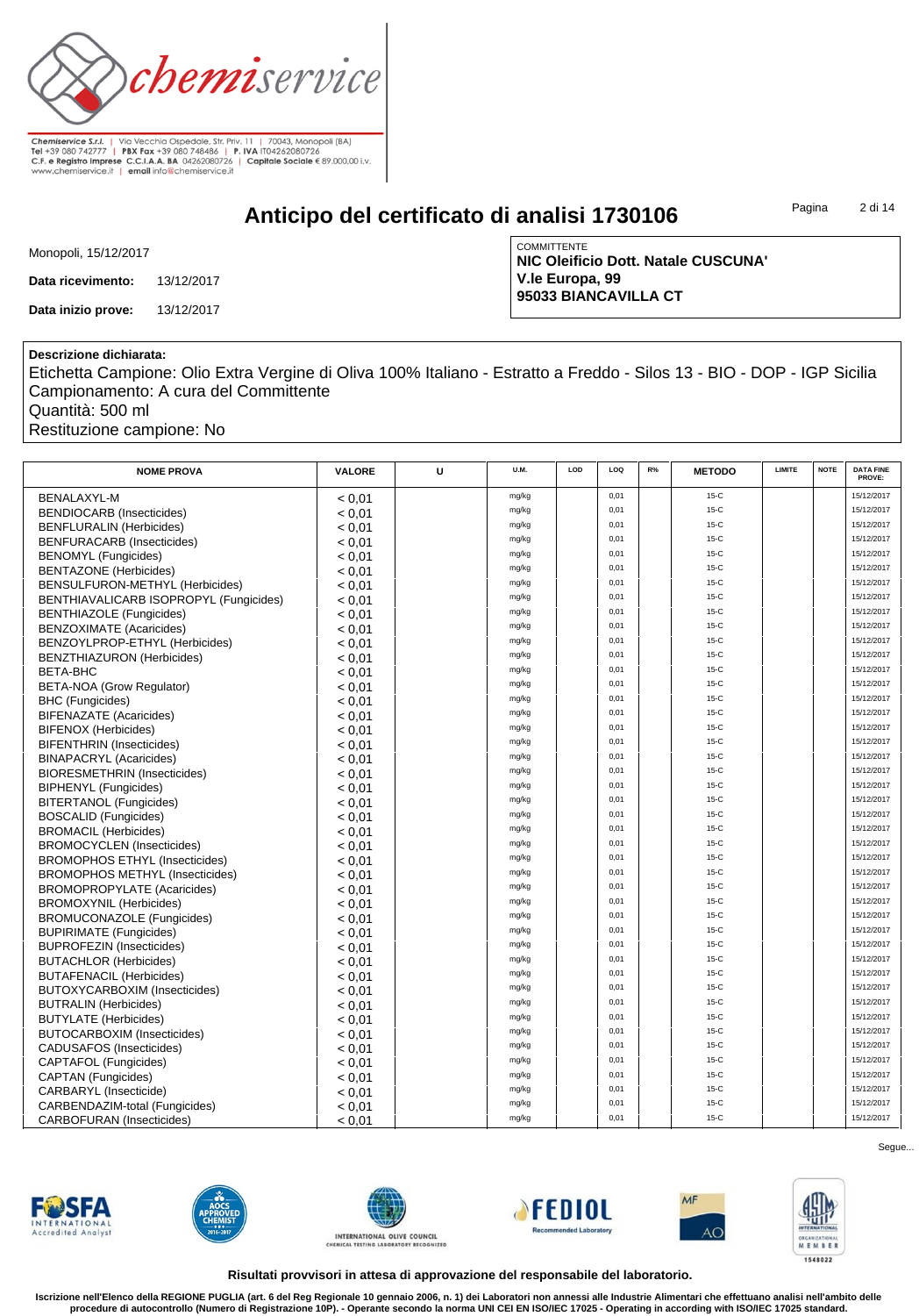Chemiservice S.r.l. | Via Vecchia Ospedale, Str. Priv. 11 | 70043, Monopoli (BA)
Tel +39 080 742777 | PBX Fax +39 080 748486 | P. IVA IT04262080726
C.F. e Registro Imprese C.C.I.A.A. BA 04262080726 | Capitale Sociale € 89.000,00 i.v.
www.chemiservice.it | email info@chemiservice.it

# Anticipo del certificato di analisi 1730106

Monopoli, 15/12/2017

**Data ricevimento:** 13/12/2017

**Data inizio prove:** 13/12/2017

COMMITTENTE
**NIC Oleificio Dott. Natale CUSCUNA'**
**V.le Europa, 99**
**95033 BIANCAVILLA CT**

**Descrizione dichiarata:**
Etichetta Campione: Olio Extra Vergine di Oliva 100% Italiano - Estratto a Freddo - Silos 13 - BIO - DOP - IGP Sicilia
Campionamento: A cura del Committente
Quantità: 500 ml
Restituzione campione: No

| NOME PROVA | VALORE | U | U.M. | LOD | LOQ | R% | METODO | LIMITE | NOTE | DATA FINE PROVE: |
|---|---|---|---|---|---|---|---|---|---|---|
| BENALAXYL-M | < 0,01 | | mg/kg | | 0,01 | | 15-C | | | 15/12/2017 |
| BENDIOCARB (Insecticides) | < 0,01 | | mg/kg | | 0,01 | | 15-C | | | 15/12/2017 |
| BENFLURALIN (Herbicides) | < 0,01 | | mg/kg | | 0,01 | | 15-C | | | 15/12/2017 |
| BENFURACARB (Insecticides) | < 0,01 | | mg/kg | | 0,01 | | 15-C | | | 15/12/2017 |
| BENOMYL (Fungicides) | < 0,01 | | mg/kg | | 0,01 | | 15-C | | | 15/12/2017 |
| BENTAZONE (Herbicides) | < 0,01 | | mg/kg | | 0,01 | | 15-C | | | 15/12/2017 |
| BENSULFURON-METHYL (Herbicides) | < 0,01 | | mg/kg | | 0,01 | | 15-C | | | 15/12/2017 |
| BENTHIAVALICARB ISOPROPYL (Fungicides) | < 0,01 | | mg/kg | | 0,01 | | 15-C | | | 15/12/2017 |
| BENTHIAZOLE (Fungicides) | < 0,01 | | mg/kg | | 0,01 | | 15-C | | | 15/12/2017 |
| BENZOXIMATE (Acaricides) | < 0,01 | | mg/kg | | 0,01 | | 15-C | | | 15/12/2017 |
| BENZOYLPROP-ETHYL (Herbicides) | < 0,01 | | mg/kg | | 0,01 | | 15-C | | | 15/12/2017 |
| BENZTHIAZURON (Herbicides) | < 0,01 | | mg/kg | | 0,01 | | 15-C | | | 15/12/2017 |
| BETA-BHC | < 0,01 | | mg/kg | | 0,01 | | 15-C | | | 15/12/2017 |
| BETA-NOA (Grow Regulator) | < 0,01 | | mg/kg | | 0,01 | | 15-C | | | 15/12/2017 |
| BHC (Fungicides) | < 0,01 | | mg/kg | | 0,01 | | 15-C | | | 15/12/2017 |
| BIFENAZATE (Acaricides) | < 0,01 | | mg/kg | | 0,01 | | 15-C | | | 15/12/2017 |
| BIFENOX (Herbicides) | < 0,01 | | mg/kg | | 0,01 | | 15-C | | | 15/12/2017 |
| BIFENTHRIN (Insecticides) | < 0,01 | | mg/kg | | 0,01 | | 15-C | | | 15/12/2017 |
| BINAPACRYL (Acaricides) | < 0,01 | | mg/kg | | 0,01 | | 15-C | | | 15/12/2017 |
| BIORESMETHRIN (Insecticides) | < 0,01 | | mg/kg | | 0,01 | | 15-C | | | 15/12/2017 |
| BIPHENYL (Fungicides) | < 0,01 | | mg/kg | | 0,01 | | 15-C | | | 15/12/2017 |
| BITERTANOL (Fungicides) | < 0,01 | | mg/kg | | 0,01 | | 15-C | | | 15/12/2017 |
| BOSCALID (Fungicides) | < 0,01 | | mg/kg | | 0,01 | | 15-C | | | 15/12/2017 |
| BROMACIL (Herbicides) | < 0,01 | | mg/kg | | 0,01 | | 15-C | | | 15/12/2017 |
| BROMOCYCLEN (Insecticides) | < 0,01 | | mg/kg | | 0,01 | | 15-C | | | 15/12/2017 |
| BROMOPHOS ETHYL (Insecticides) | < 0,01 | | mg/kg | | 0,01 | | 15-C | | | 15/12/2017 |
| BROMOPHOS METHYL (Insecticides) | < 0,01 | | mg/kg | | 0,01 | | 15-C | | | 15/12/2017 |
| BROMOPROPYLATE (Acaricides) | < 0,01 | | mg/kg | | 0,01 | | 15-C | | | 15/12/2017 |
| BROMOXYNIL (Herbicides) | < 0,01 | | mg/kg | | 0,01 | | 15-C | | | 15/12/2017 |
| BROMUCONAZOLE (Fungicides) | < 0,01 | | mg/kg | | 0,01 | | 15-C | | | 15/12/2017 |
| BUPIRIMATE (Fungicides) | < 0,01 | | mg/kg | | 0,01 | | 15-C | | | 15/12/2017 |
| BUPROFEZIN (Insecticides) | < 0,01 | | mg/kg | | 0,01 | | 15-C | | | 15/12/2017 |
| BUTACHLOR (Herbicides) | < 0,01 | | mg/kg | | 0,01 | | 15-C | | | 15/12/2017 |
| BUTAFENACIL (Herbicides) | < 0,01 | | mg/kg | | 0,01 | | 15-C | | | 15/12/2017 |
| BUTOXYCARBOXIM (Insecticides) | < 0,01 | | mg/kg | | 0,01 | | 15-C | | | 15/12/2017 |
| BUTRALIN (Herbicides) | < 0,01 | | mg/kg | | 0,01 | | 15-C | | | 15/12/2017 |
| BUTYLATE (Herbicides) | < 0,01 | | mg/kg | | 0,01 | | 15-C | | | 15/12/2017 |
| BUTOCARBOXIM (Insecticides) | < 0,01 | | mg/kg | | 0,01 | | 15-C | | | 15/12/2017 |
| CADUSAFOS (Insecticides) | < 0,01 | | mg/kg | | 0,01 | | 15-C | | | 15/12/2017 |
| CAPTAFOL (Fungicides) | < 0,01 | | mg/kg | | 0,01 | | 15-C | | | 15/12/2017 |
| CAPTAN (Fungicides) | < 0,01 | | mg/kg | | 0,01 | | 15-C | | | 15/12/2017 |
| CARBARYL (Insecticide) | < 0,01 | | mg/kg | | 0,01 | | 15-C | | | 15/12/2017 |
| CARBENDAZIM-total (Fungicides) | < 0,01 | | mg/kg | | 0,01 | | 15-C | | | 15/12/2017 |
| CARBOFURAN (Insecticides) | < 0,01 | | mg/kg | | 0,01 | | 15-C | | | 15/12/2017 |

Segue...

**Risultati provvisori in attesa di approvazione del responsabile del laboratorio.**

**Iscrizione nell'Elenco della REGIONE PUGLIA (art. 6 del Reg Regionale 10 gennaio 2006, n. 1) dei Laboratori non annessi alle Industrie Alimentari che effettuano analisi nell'ambito delle procedure di autocontrollo (Numero di Registrazione 10P). - Operante secondo la norma UNI CEI EN ISO/IEC 17025 - Operating in according with ISO/IEC 17025 standard.**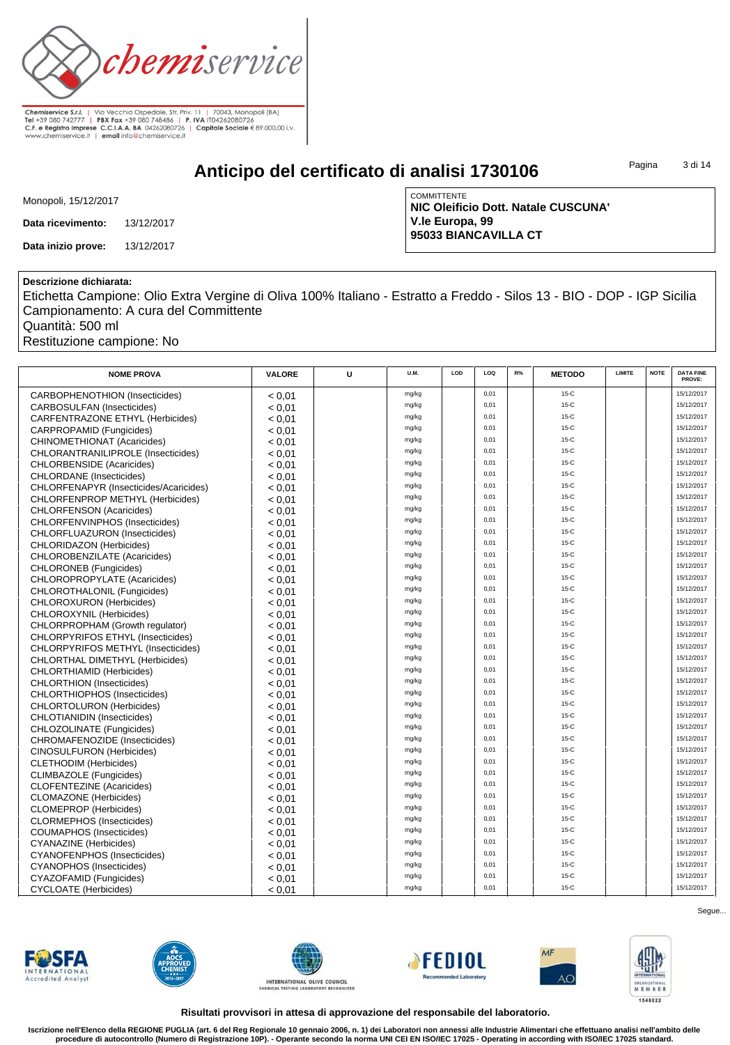# Anticipo del certificato di analisi 1730106

Monopoli, 15/12/2017

**Data ricevimento:** 13/12/2017

**Data inizio prove:** 13/12/2017

COMMITTENTE
**NIC Oleificio Dott. Natale CUSCUNA'**
**V.le Europa, 99**
**95033 BIANCAVILLA CT**

**Descrizione dichiarata:**
Etichetta Campione: Olio Extra Vergine di Oliva 100% Italiano - Estratto a Freddo - Silos 13 - BIO - DOP - IGP Sicilia
Campionamento: A cura del Committente
Quantità: 500 ml
Restituzione campione: No

| NOME PROVA | VALORE | U | U.M. | LOD | LOQ | R% | METODO | LIMITE | NOTE | DATA FINE PROVE: |
|---|---|---|---|---|---|---|---|---|---|---|
| CARBOPHENOTHION (Insecticides) | < 0,01 | | mg/kg | | 0,01 | | 15-C | | | 15/12/2017 |
| CARBOSULFAN (Insecticides) | < 0,01 | | mg/kg | | 0,01 | | 15-C | | | 15/12/2017 |
| CARFENTRAZONE ETHYL (Herbicides) | < 0,01 | | mg/kg | | 0,01 | | 15-C | | | 15/12/2017 |
| CARPROPAMID (Fungicides) | < 0,01 | | mg/kg | | 0,01 | | 15-C | | | 15/12/2017 |
| CHINOMETHIONAT (Acaricides) | < 0,01 | | mg/kg | | 0,01 | | 15-C | | | 15/12/2017 |
| CHLORANTRANILIPROLE (Insecticides) | < 0,01 | | mg/kg | | 0,01 | | 15-C | | | 15/12/2017 |
| CHLORBENSIDE (Acaricides) | < 0,01 | | mg/kg | | 0,01 | | 15-C | | | 15/12/2017 |
| CHLORDANE (Insecticides) | < 0,01 | | mg/kg | | 0,01 | | 15-C | | | 15/12/2017 |
| CHLORFENAPYR (Insecticides/Acaricides) | < 0,01 | | mg/kg | | 0,01 | | 15-C | | | 15/12/2017 |
| CHLORFENPROP METHYL (Herbicides) | < 0,01 | | mg/kg | | 0,01 | | 15-C | | | 15/12/2017 |
| CHLORFENSON (Acaricides) | < 0,01 | | mg/kg | | 0,01 | | 15-C | | | 15/12/2017 |
| CHLORFENVINPHOS (Insecticides) | < 0,01 | | mg/kg | | 0,01 | | 15-C | | | 15/12/2017 |
| CHLORFLUAZURON (Insecticides) | < 0,01 | | mg/kg | | 0,01 | | 15-C | | | 15/12/2017 |
| CHLORIDAZON (Herbicides) | < 0,01 | | mg/kg | | 0,01 | | 15-C | | | 15/12/2017 |
| CHLOROBENZILATE (Acaricides) | < 0,01 | | mg/kg | | 0,01 | | 15-C | | | 15/12/2017 |
| CHLORONEB (Fungicides) | < 0,01 | | mg/kg | | 0,01 | | 15-C | | | 15/12/2017 |
| CHLOROPROPYLATE (Acaricides) | < 0,01 | | mg/kg | | 0,01 | | 15-C | | | 15/12/2017 |
| CHLOROTHALONIL (Fungicides) | < 0,01 | | mg/kg | | 0,01 | | 15-C | | | 15/12/2017 |
| CHLOROXURON (Herbicides) | < 0,01 | | mg/kg | | 0,01 | | 15-C | | | 15/12/2017 |
| CHLOROXYNIL (Herbicides) | < 0,01 | | mg/kg | | 0,01 | | 15-C | | | 15/12/2017 |
| CHLORPROPHAM (Growth regulator) | < 0,01 | | mg/kg | | 0,01 | | 15-C | | | 15/12/2017 |
| CHLORPYRIFOS ETHYL (Insecticides) | < 0,01 | | mg/kg | | 0,01 | | 15-C | | | 15/12/2017 |
| CHLORPYRIFOS METHYL (Insecticides) | < 0,01 | | mg/kg | | 0,01 | | 15-C | | | 15/12/2017 |
| CHLORTHAL DIMETHYL (Herbicides) | < 0,01 | | mg/kg | | 0,01 | | 15-C | | | 15/12/2017 |
| CHLORTHIAMID (Herbicides) | < 0,01 | | mg/kg | | 0,01 | | 15-C | | | 15/12/2017 |
| CHLORTHION (Insecticides) | < 0,01 | | mg/kg | | 0,01 | | 15-C | | | 15/12/2017 |
| CHLORTHIOPHOS (Insecticides) | < 0,01 | | mg/kg | | 0,01 | | 15-C | | | 15/12/2017 |
| CHLORTOLURON (Herbicides) | < 0,01 | | mg/kg | | 0,01 | | 15-C | | | 15/12/2017 |
| CHLOTIANIDIN (Insecticides) | < 0,01 | | mg/kg | | 0,01 | | 15-C | | | 15/12/2017 |
| CHLOZOLINATE (Fungicides) | < 0,01 | | mg/kg | | 0,01 | | 15-C | | | 15/12/2017 |
| CHROMAFENOZIDE (Insecticides) | < 0,01 | | mg/kg | | 0,01 | | 15-C | | | 15/12/2017 |
| CINOSULFURON (Herbicides) | < 0,01 | | mg/kg | | 0,01 | | 15-C | | | 15/12/2017 |
| CLETHODIM (Herbicides) | < 0,01 | | mg/kg | | 0,01 | | 15-C | | | 15/12/2017 |
| CLIMBAZOLE (Fungicides) | < 0,01 | | mg/kg | | 0,01 | | 15-C | | | 15/12/2017 |
| CLOFENTEZINE (Acaricides) | < 0,01 | | mg/kg | | 0,01 | | 15-C | | | 15/12/2017 |
| CLOMAZONE (Herbicides) | < 0,01 | | mg/kg | | 0,01 | | 15-C | | | 15/12/2017 |
| CLOMEPROP (Herbicides) | < 0,01 | | mg/kg | | 0,01 | | 15-C | | | 15/12/2017 |
| CLORMEPHOS (Insecticides) | < 0,01 | | mg/kg | | 0,01 | | 15-C | | | 15/12/2017 |
| COUMAPHOS (Insecticides) | < 0,01 | | mg/kg | | 0,01 | | 15-C | | | 15/12/2017 |
| CYANAZINE (Herbicides) | < 0,01 | | mg/kg | | 0,01 | | 15-C | | | 15/12/2017 |
| CYANOFENPHOS (Insecticides) | < 0,01 | | mg/kg | | 0,01 | | 15-C | | | 15/12/2017 |
| CYANOPHOS (Insecticides) | < 0,01 | | mg/kg | | 0,01 | | 15-C | | | 15/12/2017 |
| CYAZOFAMID (Fungicides) | < 0,01 | | mg/kg | | 0,01 | | 15-C | | | 15/12/2017 |
| CYCLOATE (Herbicides) | < 0,01 | | mg/kg | | 0,01 | | 15-C | | | 15/12/2017 |

Segue...

**Risultati provvisori in attesa di approvazione del responsabile del laboratorio.**

**Iscrizione nell'Elenco della REGIONE PUGLIA (art. 6 del Reg Regionale 10 gennaio 2006, n. 1) dei Laboratori non annessi alle Industrie Alimentari che effettuano analisi nell'ambito delle procedure di autocontrollo (Numero di Registrazione 10P). - Operante secondo la norma UNI CEI EN ISO/IEC 17025 - Operating in according with ISO/IEC 17025 standard.**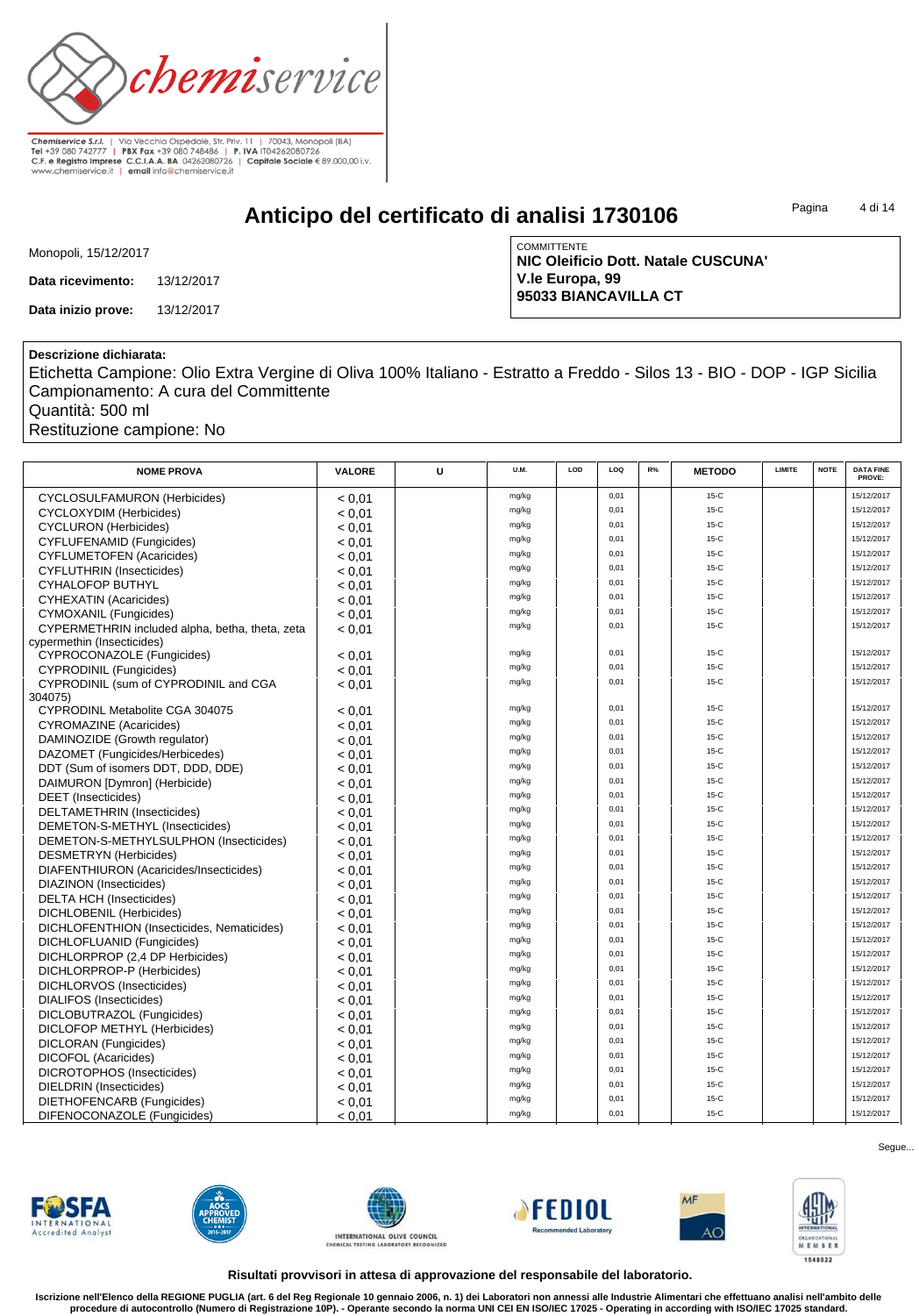Chemiservice S.r.l. | Via Vecchia Ospedale, Str. Priv. 11 | 70043, Monopoli (BA)
Tel +39 080 742777 | PBX Fax +39 080 748486 | P. IVA IT04262080726
C.F. e Registro Imprese C.C.I.A.A. BA 04262080726 | Capitale Sociale € 89.000,00 i.v.
www.chemiservice.it | email info@chemiservice.it

# Anticipo del certificato di analisi 1730106

Monopoli, 15/12/2017

**Data ricevimento:** 13/12/2017

**Data inizio prove:** 13/12/2017

COMMITTENTE
**NIC Oleificio Dott. Natale CUSCUNA'**
**V.le Europa, 99**
**95033 BIANCAVILLA CT**

**Descrizione dichiarata:**
Etichetta Campione: Olio Extra Vergine di Oliva 100% Italiano - Estratto a Freddo - Silos 13 - BIO - DOP - IGP Sicilia
Campionamento: A cura del Committente
Quantità: 500 ml
Restituzione campione: No

| NOME PROVA | VALORE | U | U.M. | LOD | LOQ | R% | METODO | LIMITE | NOTE | DATA FINE PROVE: |
|---|---|---|---|---|---|---|---|---|---|---|
| CYCLOSULFAMURON (Herbicides) | < 0,01 | | mg/kg | | 0,01 | | 15-C | | | 15/12/2017 |
| CYCLOXYDIM (Herbicides) | < 0,01 | | mg/kg | | 0,01 | | 15-C | | | 15/12/2017 |
| CYCLURON (Herbicides) | < 0,01 | | mg/kg | | 0,01 | | 15-C | | | 15/12/2017 |
| CYFLUFENAMID (Fungicides) | < 0,01 | | mg/kg | | 0,01 | | 15-C | | | 15/12/2017 |
| CYFLUMETOFEN (Acaricides) | < 0,01 | | mg/kg | | 0,01 | | 15-C | | | 15/12/2017 |
| CYFLUTHRIN (Insecticides) | < 0,01 | | mg/kg | | 0,01 | | 15-C | | | 15/12/2017 |
| CYHALOFOP BUTHYL | < 0,01 | | mg/kg | | 0,01 | | 15-C | | | 15/12/2017 |
| CYHEXATIN (Acaricides) | < 0,01 | | mg/kg | | 0,01 | | 15-C | | | 15/12/2017 |
| CYMOXANIL (Fungicides) | < 0,01 | | mg/kg | | 0,01 | | 15-C | | | 15/12/2017 |
| CYPERMETHRIN included alpha, betha, theta, zeta cypermethin (Insecticides) | < 0,01 | | mg/kg | | 0,01 | | 15-C | | | 15/12/2017 |
| CYPROCONAZOLE (Fungicides) | < 0,01 | | mg/kg | | 0,01 | | 15-C | | | 15/12/2017 |
| CYPRODINIL (Fungicides) | < 0,01 | | mg/kg | | 0,01 | | 15-C | | | 15/12/2017 |
| CYPRODINIL (sum of CYPRODINIL and CGA 304075) | < 0,01 | | mg/kg | | 0,01 | | 15-C | | | 15/12/2017 |
| CYPRODINL Metabolite CGA 304075 | < 0,01 | | mg/kg | | 0,01 | | 15-C | | | 15/12/2017 |
| CYROMAZINE (Acaricides) | < 0,01 | | mg/kg | | 0,01 | | 15-C | | | 15/12/2017 |
| DAMINOZIDE (Growth regulator) | < 0,01 | | mg/kg | | 0,01 | | 15-C | | | 15/12/2017 |
| DAZOMET (Fungicides/Herbicedes) | < 0,01 | | mg/kg | | 0,01 | | 15-C | | | 15/12/2017 |
| DDT (Sum of isomers DDT, DDD, DDE) | < 0,01 | | mg/kg | | 0,01 | | 15-C | | | 15/12/2017 |
| DAIMURON [Dymron] (Herbicide) | < 0,01 | | mg/kg | | 0,01 | | 15-C | | | 15/12/2017 |
| DEET (Insecticides) | < 0,01 | | mg/kg | | 0,01 | | 15-C | | | 15/12/2017 |
| DELTAMETHRIN (Insecticides) | < 0,01 | | mg/kg | | 0,01 | | 15-C | | | 15/12/2017 |
| DEMETON-S-METHYL (Insecticides) | < 0,01 | | mg/kg | | 0,01 | | 15-C | | | 15/12/2017 |
| DEMETON-S-METHYLSULPHON (Insecticides) | < 0,01 | | mg/kg | | 0,01 | | 15-C | | | 15/12/2017 |
| DESMETRYN (Herbicides) | < 0,01 | | mg/kg | | 0,01 | | 15-C | | | 15/12/2017 |
| DIAFENTHIURON (Acaricides/Insecticides) | < 0,01 | | mg/kg | | 0,01 | | 15-C | | | 15/12/2017 |
| DIAZINON (Insecticides) | < 0,01 | | mg/kg | | 0,01 | | 15-C | | | 15/12/2017 |
| DELTA HCH (Insecticides) | < 0,01 | | mg/kg | | 0,01 | | 15-C | | | 15/12/2017 |
| DICHLOBENIL (Herbicides) | < 0,01 | | mg/kg | | 0,01 | | 15-C | | | 15/12/2017 |
| DICHLOFENTHION (Insecticides, Nematicides) | < 0,01 | | mg/kg | | 0,01 | | 15-C | | | 15/12/2017 |
| DICHLOFLUANID (Fungicides) | < 0,01 | | mg/kg | | 0,01 | | 15-C | | | 15/12/2017 |
| DICHLORPROP (2,4 DP Herbicides) | < 0,01 | | mg/kg | | 0,01 | | 15-C | | | 15/12/2017 |
| DICHLORPROP-P (Herbicides) | < 0,01 | | mg/kg | | 0,01 | | 15-C | | | 15/12/2017 |
| DICHLORVOS (Insecticides) | < 0,01 | | mg/kg | | 0,01 | | 15-C | | | 15/12/2017 |
| DIALIFOS (Insecticides) | < 0,01 | | mg/kg | | 0,01 | | 15-C | | | 15/12/2017 |
| DICLOBUTRAZOL (Fungicides) | < 0,01 | | mg/kg | | 0,01 | | 15-C | | | 15/12/2017 |
| DICLOFOP METHYL (Herbicides) | < 0,01 | | mg/kg | | 0,01 | | 15-C | | | 15/12/2017 |
| DICLORAN (Fungicides) | < 0,01 | | mg/kg | | 0,01 | | 15-C | | | 15/12/2017 |
| DICOFOL (Acaricides) | < 0,01 | | mg/kg | | 0,01 | | 15-C | | | 15/12/2017 |
| DICROTOPHOS (Insecticides) | < 0,01 | | mg/kg | | 0,01 | | 15-C | | | 15/12/2017 |
| DIELDRIN (Insecticides) | < 0,01 | | mg/kg | | 0,01 | | 15-C | | | 15/12/2017 |
| DIETHOFENCARB (Fungicides) | < 0,01 | | mg/kg | | 0,01 | | 15-C | | | 15/12/2017 |
| DIFENOCONAZOLE (Fungicides) | < 0,01 | | mg/kg | | 0,01 | | 15-C | | | 15/12/2017 |

Segue...

**Risultati provvisori in attesa di approvazione del responsabile del laboratorio.**

**Iscrizione nell'Elenco della REGIONE PUGLIA (art. 6 del Reg Regionale 10 gennaio 2006, n. 1) dei Laboratori non annessi alle Industrie Alimentari che effettuano analisi nell'ambito delle procedure di autocontrollo (Numero di Registrazione 10P). - Operante secondo la norma UNI CEI EN ISO/IEC 17025 - Operating in according with ISO/IEC 17025 standard.**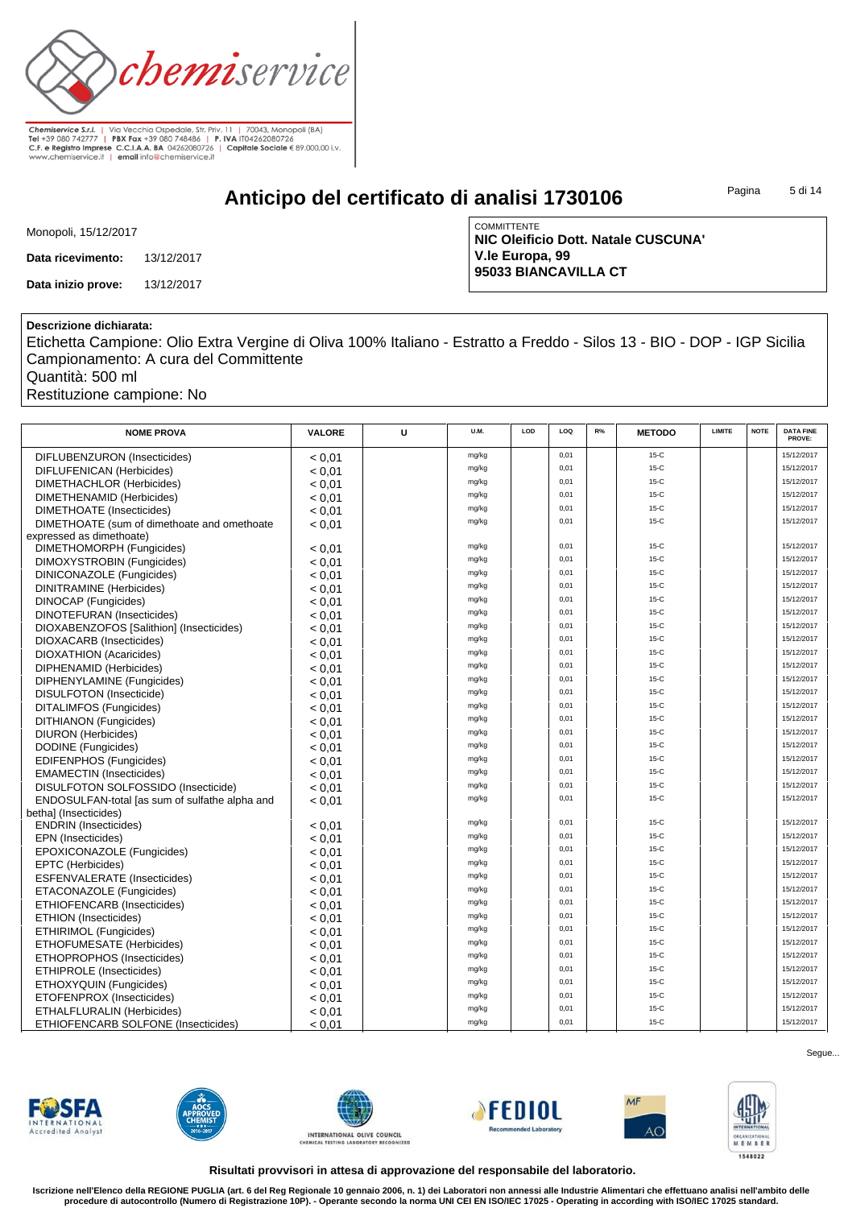Chemiservice S.r.l. | Via Vecchia Ospedale, Str. Priv. 11 | 70043, Monopoli (BA)
Tel +39 080 742777 | PBX Fax +39 080 748486 | P. IVA IT04262080726
C.F. e Registro Imprese C.C.I.A.A. BA 04262080726 | Capitale Sociale € 89.000,00 i.v.
www.chemiservice.it | email info@chemiservice.it

# Anticipo del certificato di analisi 1730106

Monopoli, 15/12/2017

**Data ricevimento:** 13/12/2017

**Data inizio prove:** 13/12/2017

COMMITTENTE
**NIC Oleificio Dott. Natale CUSCUNA'**
**V.le Europa, 99**
**95033 BIANCAVILLA CT**

**Descrizione dichiarata:**
Etichetta Campione: Olio Extra Vergine di Oliva 100% Italiano - Estratto a Freddo - Silos 13 - BIO - DOP - IGP Sicilia
Campionamento: A cura del Committente
Quantità: 500 ml
Restituzione campione: No

| NOME PROVA | VALORE | U | U.M. | LOD | LOQ | R% | METODO | LIMITE | NOTE | DATA FINE PROVE: |
|---|---|---|---|---|---|---|---|---|---|---|
| DIFLUBENZURON (Insecticides) | < 0,01 | | mg/kg | | 0,01 | | 15-C | | | 15/12/2017 |
| DIFLUFENICAN (Herbicides) | < 0,01 | | mg/kg | | 0,01 | | 15-C | | | 15/12/2017 |
| DIMETHACHLOR (Herbicides) | < 0,01 | | mg/kg | | 0,01 | | 15-C | | | 15/12/2017 |
| DIMETHENAMID (Herbicides) | < 0,01 | | mg/kg | | 0,01 | | 15-C | | | 15/12/2017 |
| DIMETHOATE (Insecticides) | < 0,01 | | mg/kg | | 0,01 | | 15-C | | | 15/12/2017 |
| DIMETHOATE (sum of dimethoate and omethoate expressed as dimethoate) | < 0,01 | | mg/kg | | 0,01 | | 15-C | | | 15/12/2017 |
| DIMETHOMORPH (Fungicides) | < 0,01 | | mg/kg | | 0,01 | | 15-C | | | 15/12/2017 |
| DIMOXYSTROBIN (Fungicides) | < 0,01 | | mg/kg | | 0,01 | | 15-C | | | 15/12/2017 |
| DINICONAZOLE (Fungicides) | < 0,01 | | mg/kg | | 0,01 | | 15-C | | | 15/12/2017 |
| DINITRAMINE (Herbicides) | < 0,01 | | mg/kg | | 0,01 | | 15-C | | | 15/12/2017 |
| DINOCAP (Fungicides) | < 0,01 | | mg/kg | | 0,01 | | 15-C | | | 15/12/2017 |
| DINOTEFURAN (Insecticides) | < 0,01 | | mg/kg | | 0,01 | | 15-C | | | 15/12/2017 |
| DIOXABENZOFOS [Salithion] (Insecticides) | < 0,01 | | mg/kg | | 0,01 | | 15-C | | | 15/12/2017 |
| DIOXACARB (Insecticides) | < 0,01 | | mg/kg | | 0,01 | | 15-C | | | 15/12/2017 |
| DIOXATHION (Acaricides) | < 0,01 | | mg/kg | | 0,01 | | 15-C | | | 15/12/2017 |
| DIPHENAMID (Herbicides) | < 0,01 | | mg/kg | | 0,01 | | 15-C | | | 15/12/2017 |
| DIPHENYLAMINE (Fungicides) | < 0,01 | | mg/kg | | 0,01 | | 15-C | | | 15/12/2017 |
| DISULFOTON (Insecticide) | < 0,01 | | mg/kg | | 0,01 | | 15-C | | | 15/12/2017 |
| DITALIMFOS (Fungicides) | < 0,01 | | mg/kg | | 0,01 | | 15-C | | | 15/12/2017 |
| DITHIANON (Fungicides) | < 0,01 | | mg/kg | | 0,01 | | 15-C | | | 15/12/2017 |
| DIURON (Herbicides) | < 0,01 | | mg/kg | | 0,01 | | 15-C | | | 15/12/2017 |
| DODINE (Fungicides) | < 0,01 | | mg/kg | | 0,01 | | 15-C | | | 15/12/2017 |
| EDIFENPHOS (Fungicides) | < 0,01 | | mg/kg | | 0,01 | | 15-C | | | 15/12/2017 |
| EMAMECTIN (Insecticides) | < 0,01 | | mg/kg | | 0,01 | | 15-C | | | 15/12/2017 |
| DISULFOTON SOLFOSSIDO (Insecticide) | < 0,01 | | mg/kg | | 0,01 | | 15-C | | | 15/12/2017 |
| ENDOSULFAN-total [as sum of sulfathe alpha and betha] (Insecticides) | < 0,01 | | mg/kg | | 0,01 | | 15-C | | | 15/12/2017 |
| ENDRIN (Insecticides) | < 0,01 | | mg/kg | | 0,01 | | 15-C | | | 15/12/2017 |
| EPN (Insecticides) | < 0,01 | | mg/kg | | 0,01 | | 15-C | | | 15/12/2017 |
| EPOXICONAZOLE (Fungicides) | < 0,01 | | mg/kg | | 0,01 | | 15-C | | | 15/12/2017 |
| EPTC (Herbicides) | < 0,01 | | mg/kg | | 0,01 | | 15-C | | | 15/12/2017 |
| ESFENVALERATE (Insecticides) | < 0,01 | | mg/kg | | 0,01 | | 15-C | | | 15/12/2017 |
| ETACONAZOLE (Fungicides) | < 0,01 | | mg/kg | | 0,01 | | 15-C | | | 15/12/2017 |
| ETHIOFENCARB (Insecticides) | < 0,01 | | mg/kg | | 0,01 | | 15-C | | | 15/12/2017 |
| ETHION (Insecticides) | < 0,01 | | mg/kg | | 0,01 | | 15-C | | | 15/12/2017 |
| ETHIRIMOL (Fungicides) | < 0,01 | | mg/kg | | 0,01 | | 15-C | | | 15/12/2017 |
| ETHOFUMESATE (Herbicides) | < 0,01 | | mg/kg | | 0,01 | | 15-C | | | 15/12/2017 |
| ETHOPROPHOS (Insecticides) | < 0,01 | | mg/kg | | 0,01 | | 15-C | | | 15/12/2017 |
| ETHIPROLE (Insecticides) | < 0,01 | | mg/kg | | 0,01 | | 15-C | | | 15/12/2017 |
| ETHOXYQUIN (Fungicides) | < 0,01 | | mg/kg | | 0,01 | | 15-C | | | 15/12/2017 |
| ETOFENPROX (Insecticides) | < 0,01 | | mg/kg | | 0,01 | | 15-C | | | 15/12/2017 |
| ETHALFLURALIN (Herbicides) | < 0,01 | | mg/kg | | 0,01 | | 15-C | | | 15/12/2017 |
| ETHIOFENCARB SOLFONE (Insecticides) | < 0,01 | | mg/kg | | 0,01 | | 15-C | | | 15/12/2017 |

Segue...

**Risultati provvisori in attesa di approvazione del responsabile del laboratorio.**

**Iscrizione nell'Elenco della REGIONE PUGLIA (art. 6 del Reg Regionale 10 gennaio 2006, n. 1) dei Laboratori non annessi alle Industrie Alimentari che effettuano analisi nell'ambito delle procedure di autocontrollo (Numero di Registrazione 10P). - Operante secondo la norma UNI CEI EN ISO/IEC 17025 - Operating in according with ISO/IEC 17025 standard.**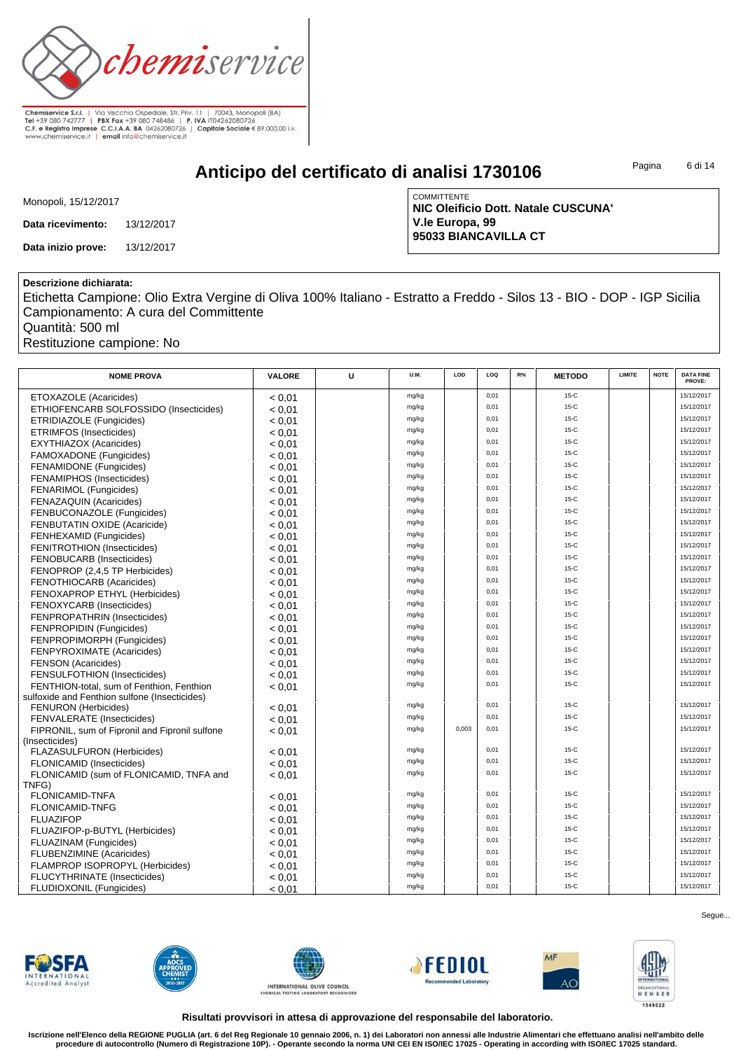Chemiserice S.r.l. | Via Vecchia Ospedale, Str. Priv. 11 | 70043, Monopoli (BA)
Tel +39 080 742777 | PBX Fax +39 080 748486 | P. IVA IT04262080726
C.F. e Registro Imprese C.C.I.A.A. BA 04262080726 | Capitale Sociale € 89.000,00 i.v.
www.chemiservice.it | email info@chemiservice.it

# Anticipo del certificato di analisi 1730106

Monopoli, 15/12/2017

**Data ricevimento:** 13/12/2017

**Data inizio prove:** 13/12/2017

COMMITTENTE
**NIC Oleificio Dott. Natale CUSCUNA'**
**V.le Europa, 99**
**95033 BIANCAVILLA CT**

**Descrizione dichiarata:**
Etichetta Campione: Olio Extra Vergine di Oliva 100% Italiano - Estratto a Freddo - Silos 13 - BIO - DOP - IGP Sicilia
Campionamento: A cura del Committente
Quantità: 500 ml
Restituzione campione: No

| NOME PROVA | VALORE | U | U.M. | LOD | LOQ | R% | METODO | LIMITE | NOTE | DATA FINE PROVE: |
|---|---|---|---|---|---|---|---|---|---|---|
| ETOXAZOLE (Acaricides) | < 0,01 | | mg/kg | | 0,01 | | 15-C | | | 15/12/2017 |
| ETHIOFENCARB SOLFOSSIDO (Insecticides) | < 0,01 | | mg/kg | | 0,01 | | 15-C | | | 15/12/2017 |
| ETRIDIAZOLE (Fungicides) | < 0,01 | | mg/kg | | 0,01 | | 15-C | | | 15/12/2017 |
| ETRIMFOS (Insecticides) | < 0,01 | | mg/kg | | 0,01 | | 15-C | | | 15/12/2017 |
| EXYTHIAZOX (Acaricides) | < 0,01 | | mg/kg | | 0,01 | | 15-C | | | 15/12/2017 |
| FAMOXADONE (Fungicides) | < 0,01 | | mg/kg | | 0,01 | | 15-C | | | 15/12/2017 |
| FENAMIDONE (Fungicides) | < 0,01 | | mg/kg | | 0,01 | | 15-C | | | 15/12/2017 |
| FENAMIPHOS (Insecticides) | < 0,01 | | mg/kg | | 0,01 | | 15-C | | | 15/12/2017 |
| FENARIMOL (Fungicides) | < 0,01 | | mg/kg | | 0,01 | | 15-C | | | 15/12/2017 |
| FENAZAQUIN (Acaricides) | < 0,01 | | mg/kg | | 0,01 | | 15-C | | | 15/12/2017 |
| FENBUCONAZOLE (Fungicides) | < 0,01 | | mg/kg | | 0,01 | | 15-C | | | 15/12/2017 |
| FENBUTATIN OXIDE (Acaricide) | < 0,01 | | mg/kg | | 0,01 | | 15-C | | | 15/12/2017 |
| FENHEXAMID (Fungicides) | < 0,01 | | mg/kg | | 0,01 | | 15-C | | | 15/12/2017 |
| FENITROTHION (Insecticides) | < 0,01 | | mg/kg | | 0,01 | | 15-C | | | 15/12/2017 |
| FENOBUCARB (Insecticides) | < 0,01 | | mg/kg | | 0,01 | | 15-C | | | 15/12/2017 |
| FENOPROP (2,4,5 TP Herbicides) | < 0,01 | | mg/kg | | 0,01 | | 15-C | | | 15/12/2017 |
| FENOTHIOCARB (Acaricides) | < 0,01 | | mg/kg | | 0,01 | | 15-C | | | 15/12/2017 |
| FENOXAPROP ETHYL (Herbicides) | < 0,01 | | mg/kg | | 0,01 | | 15-C | | | 15/12/2017 |
| FENOXYCARB (Insecticides) | < 0,01 | | mg/kg | | 0,01 | | 15-C | | | 15/12/2017 |
| FENPROPATHRIN (Insecticides) | < 0,01 | | mg/kg | | 0,01 | | 15-C | | | 15/12/2017 |
| FENPROPIDIN (Fungicides) | < 0,01 | | mg/kg | | 0,01 | | 15-C | | | 15/12/2017 |
| FENPROPIMORPH (Fungicides) | < 0,01 | | mg/kg | | 0,01 | | 15-C | | | 15/12/2017 |
| FENPYROXIMATE (Acaricides) | < 0,01 | | mg/kg | | 0,01 | | 15-C | | | 15/12/2017 |
| FENSON (Acaricides) | < 0,01 | | mg/kg | | 0,01 | | 15-C | | | 15/12/2017 |
| FENSULFOTHION (Insecticides) | < 0,01 | | mg/kg | | 0,01 | | 15-C | | | 15/12/2017 |
| FENTHION-total, sum of Fenthion, Fenthion sulfoxide and Fenthion sulfone (Insecticides) | < 0,01 | | mg/kg | | 0,01 | | 15-C | | | 15/12/2017 |
| FENURON (Herbicides) | < 0,01 | | mg/kg | | 0,01 | | 15-C | | | 15/12/2017 |
| FENVALERATE (Insecticides) | < 0,01 | | mg/kg | | 0,01 | | 15-C | | | 15/12/2017 |
| FIPRONIL, sum of Fipronil and Fipronil sulfone (Insecticides) | < 0,01 | | mg/kg | 0,003 | 0,01 | | 15-C | | | 15/12/2017 |
| FLAZASULFURON (Herbicides) | < 0,01 | | mg/kg | | 0,01 | | 15-C | | | 15/12/2017 |
| FLONICAMID (Insecticides) | < 0,01 | | mg/kg | | 0,01 | | 15-C | | | 15/12/2017 |
| FLONICAMID (sum of FLONICAMID, TNFA and TNFG) | < 0,01 | | mg/kg | | 0,01 | | 15-C | | | 15/12/2017 |
| FLONICAMID-TNFA | < 0,01 | | mg/kg | | 0,01 | | 15-C | | | 15/12/2017 |
| FLONICAMID-TNFG | < 0,01 | | mg/kg | | 0,01 | | 15-C | | | 15/12/2017 |
| FLUAZIFOP | < 0,01 | | mg/kg | | 0,01 | | 15-C | | | 15/12/2017 |
| FLUAZIFOP-p-BUTYL (Herbicides) | < 0,01 | | mg/kg | | 0,01 | | 15-C | | | 15/12/2017 |
| FLUAZINAM (Fungicides) | < 0,01 | | mg/kg | | 0,01 | | 15-C | | | 15/12/2017 |
| FLUBENZIMINE (Acaricides) | < 0,01 | | mg/kg | | 0,01 | | 15-C | | | 15/12/2017 |
| FLAMPROP ISOPROPYL (Herbicides) | < 0,01 | | mg/kg | | 0,01 | | 15-C | | | 15/12/2017 |
| FLUCYTHRINATE (Insecticides) | < 0,01 | | mg/kg | | 0,01 | | 15-C | | | 15/12/2017 |
| FLUDIOXONIL (Fungicides) | < 0,01 | | mg/kg | | 0,01 | | 15-C | | | 15/12/2017 |

Segue...

**Risultati provvisori in attesa di approvazione del responsabile del laboratorio.**

**Iscrizione nell'Elenco della REGIONE PUGLIA (art. 6 del Reg Regionale 10 gennaio 2006, n. 1) dei Laboratori non annessi alle Industrie Alimentari che effettuano analisi nell'ambito delle procedure di autocontrollo (Numero di Registrazione 10P). - Operante secondo la norma UNI CEI EN ISO/IEC 17025 - Operating in according with ISO/IEC 17025 standard.**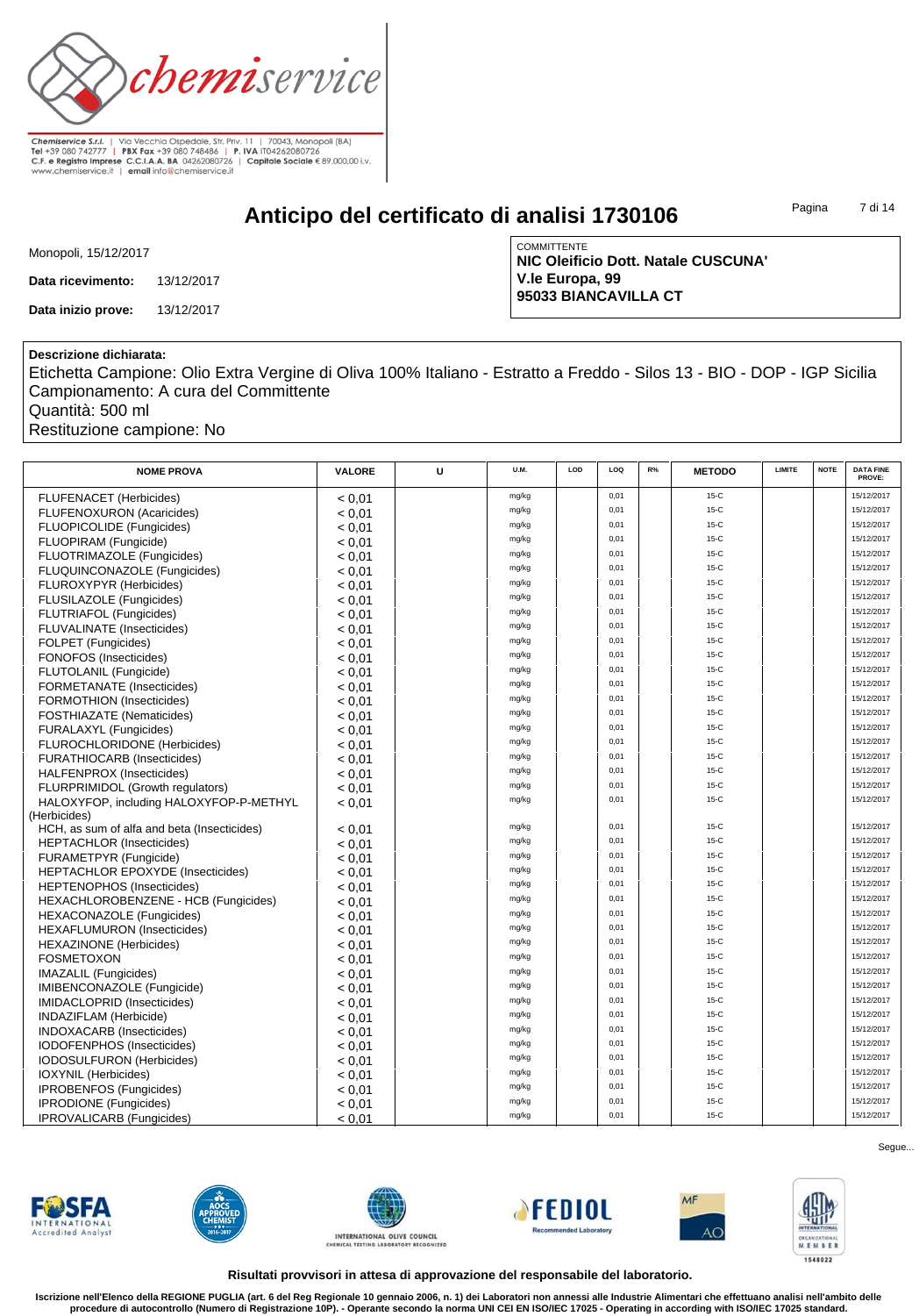Chemiservice S.r.l. | Via Vecchia Ospedale, Str. Priv. 11 | 70043, Monopoli (BA)
Tel +39 080 742777 | PBX Fax +39 080 748486 | P. IVA IT04262080726
C.F. e Registro Imprese C.C.I.A.A. BA 04262080726 | Capitale Sociale € 89.000,00 i.v.
www.chemiservice.it | email info@chemiservice.it

# Anticipo del certificato di analisi 1730106

Monopoli, 15/12/2017

**Data ricevimento:** 13/12/2017

**Data inizio prove:** 13/12/2017

COMMITTENTE
**NIC Oleificio Dott. Natale CUSCUNA'**
**V.le Europa, 99**
**95033 BIANCAVILLA CT**

**Descrizione dichiarata:**
Etichetta Campione: Olio Extra Vergine di Oliva 100% Italiano - Estratto a Freddo - Silos 13 - BIO - DOP - IGP Sicilia
Campionamento: A cura del Committente
Quantità: 500 ml
Restituzione campione: No

| NOME PROVA | VALORE | U | U.M. | LOD | LOQ | R% | METODO | LIMITE | NOTE | DATA FINE PROVE: |
|---|---|---|---|---|---|---|---|---|---|---|
| FLUFENACET (Herbicides) | < 0,01 | | mg/kg | | 0,01 | | 15-C | | | 15/12/2017 |
| FLUFENOXURON (Acaricides) | < 0,01 | | mg/kg | | 0,01 | | 15-C | | | 15/12/2017 |
| FLUOPICOLIDE (Fungicides) | < 0,01 | | mg/kg | | 0,01 | | 15-C | | | 15/12/2017 |
| FLUOPIRAM (Fungicide) | < 0,01 | | mg/kg | | 0,01 | | 15-C | | | 15/12/2017 |
| FLUOTRIMAZOLE (Fungicides) | < 0,01 | | mg/kg | | 0,01 | | 15-C | | | 15/12/2017 |
| FLUQUINCONAZOLE (Fungicides) | < 0,01 | | mg/kg | | 0,01 | | 15-C | | | 15/12/2017 |
| FLUROXYPYR (Herbicides) | < 0,01 | | mg/kg | | 0,01 | | 15-C | | | 15/12/2017 |
| FLUSILAZOLE (Fungicides) | < 0,01 | | mg/kg | | 0,01 | | 15-C | | | 15/12/2017 |
| FLUTRIAFOL (Fungicides) | < 0,01 | | mg/kg | | 0,01 | | 15-C | | | 15/12/2017 |
| FLUVALINATE (Insecticides) | < 0,01 | | mg/kg | | 0,01 | | 15-C | | | 15/12/2017 |
| FOLPET (Fungicides) | < 0,01 | | mg/kg | | 0,01 | | 15-C | | | 15/12/2017 |
| FONOFOS (Insecticides) | < 0,01 | | mg/kg | | 0,01 | | 15-C | | | 15/12/2017 |
| FLUTOLANIL (Fungicide) | < 0,01 | | mg/kg | | 0,01 | | 15-C | | | 15/12/2017 |
| FORMETANATE (Insecticides) | < 0,01 | | mg/kg | | 0,01 | | 15-C | | | 15/12/2017 |
| FORMOTHION (Insecticides) | < 0,01 | | mg/kg | | 0,01 | | 15-C | | | 15/12/2017 |
| FOSTHIAZATE (Nematicides) | < 0,01 | | mg/kg | | 0,01 | | 15-C | | | 15/12/2017 |
| FURALAXYL (Fungicides) | < 0,01 | | mg/kg | | 0,01 | | 15-C | | | 15/12/2017 |
| FLUROCHLORIDONE (Herbicides) | < 0,01 | | mg/kg | | 0,01 | | 15-C | | | 15/12/2017 |
| FURATHIOCARB (Insecticides) | < 0,01 | | mg/kg | | 0,01 | | 15-C | | | 15/12/2017 |
| HALFENPROX (Insecticides) | < 0,01 | | mg/kg | | 0,01 | | 15-C | | | 15/12/2017 |
| FLURPRIMIDOL (Growth regulators) | < 0,01 | | mg/kg | | 0,01 | | 15-C | | | 15/12/2017 |
| HALOXYFOP, including HALOXYFOP-P-METHYL (Herbicides) | < 0,01 | | mg/kg | | 0,01 | | 15-C | | | 15/12/2017 |
| HCH, as sum of alfa and beta (Insecticides) | < 0,01 | | mg/kg | | 0,01 | | 15-C | | | 15/12/2017 |
| HEPTACHLOR (Insecticides) | < 0,01 | | mg/kg | | 0,01 | | 15-C | | | 15/12/2017 |
| FURAMETPYR (Fungicide) | < 0,01 | | mg/kg | | 0,01 | | 15-C | | | 15/12/2017 |
| HEPTACHLOR EPOXYDE (Insecticides) | < 0,01 | | mg/kg | | 0,01 | | 15-C | | | 15/12/2017 |
| HEPTENOPHOS (Insecticides) | < 0,01 | | mg/kg | | 0,01 | | 15-C | | | 15/12/2017 |
| HEXACHLOROBENZENE - HCB (Fungicides) | < 0,01 | | mg/kg | | 0,01 | | 15-C | | | 15/12/2017 |
| HEXACONAZOLE (Fungicides) | < 0,01 | | mg/kg | | 0,01 | | 15-C | | | 15/12/2017 |
| HEXAFLUMURON (Insecticides) | < 0,01 | | mg/kg | | 0,01 | | 15-C | | | 15/12/2017 |
| HEXAZINONE (Herbicides) | < 0,01 | | mg/kg | | 0,01 | | 15-C | | | 15/12/2017 |
| FOSMETOXON | < 0,01 | | mg/kg | | 0,01 | | 15-C | | | 15/12/2017 |
| IMAZALIL (Fungicides) | < 0,01 | | mg/kg | | 0,01 | | 15-C | | | 15/12/2017 |
| IMIBENCONAZOLE (Fungicide) | < 0,01 | | mg/kg | | 0,01 | | 15-C | | | 15/12/2017 |
| IMIDACLOPRID (Insecticides) | < 0,01 | | mg/kg | | 0,01 | | 15-C | | | 15/12/2017 |
| INDAZIFLAM (Herbicide) | < 0,01 | | mg/kg | | 0,01 | | 15-C | | | 15/12/2017 |
| INDOXACARB (Insecticides) | < 0,01 | | mg/kg | | 0,01 | | 15-C | | | 15/12/2017 |
| IODOFENPHOS (Insecticides) | < 0,01 | | mg/kg | | 0,01 | | 15-C | | | 15/12/2017 |
| IODOSULFURON (Herbicides) | < 0,01 | | mg/kg | | 0,01 | | 15-C | | | 15/12/2017 |
| IOXYNIL (Herbicides) | < 0,01 | | mg/kg | | 0,01 | | 15-C | | | 15/12/2017 |
| IPROBENFOS (Fungicides) | < 0,01 | | mg/kg | | 0,01 | | 15-C | | | 15/12/2017 |
| IPRODIONE (Fungicides) | < 0,01 | | mg/kg | | 0,01 | | 15-C | | | 15/12/2017 |
| IPROVALICARB (Fungicides) | < 0,01 | | mg/kg | | 0,01 | | 15-C | | | 15/12/2017 |

Segue...

**Risultati provvisori in attesa di approvazione del responsabile del laboratorio.**

**Iscrizione nell'Elenco della REGIONE PUGLIA (art. 6 del Reg Regionale 10 gennaio 2006, n. 1) dei Laboratori non annessi alle Industrie Alimentari che effettuano analisi nell'ambito delle procedure di autocontrollo (Numero di Registrazione 10P). - Operante secondo la norma UNI CEI EN ISO/IEC 17025 - Operating in according with ISO/IEC 17025 standard.**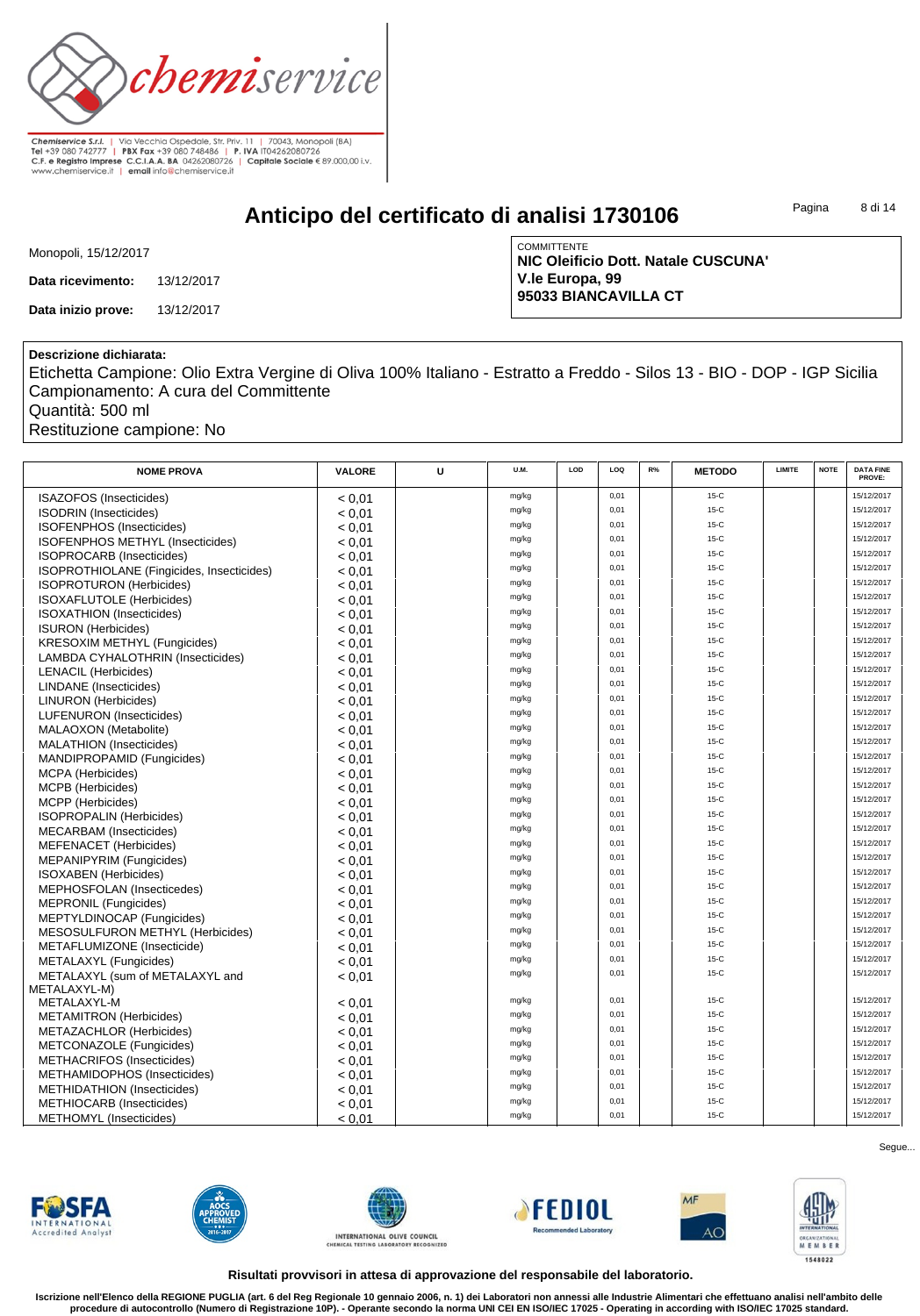# Anticipo del certificato di analisi 1730106

Monopoli, 15/12/2017

**Data ricevimento:** 13/12/2017

**Data inizio prove:** 13/12/2017

COMMITTENTE
**NIC Oleificio Dott. Natale CUSCUNA'**
**V.le Europa, 99**
**95033 BIANCAVILLA CT**

**Descrizione dichiarata:**
Etichetta Campione: Olio Extra Vergine di Oliva 100% Italiano - Estratto a Freddo - Silos 13 - BIO - DOP - IGP Sicilia
Campionamento: A cura del Committente
Quantità: 500 ml
Restituzione campione: No

| NOME PROVA | VALORE | U | U.M. | LOD | LOQ | R% | METODO | LIMITE | NOTE | DATA FINE PROVE: |
|---|---|---|---|---|---|---|---|---|---|---|
| ISAZOFOS (Insecticides) | < 0,01 | | mg/kg | | 0,01 | | 15-C | | | 15/12/2017 |
| ISODRIN (Insecticides) | < 0,01 | | mg/kg | | 0,01 | | 15-C | | | 15/12/2017 |
| ISOFENPHOS (Insecticides) | < 0,01 | | mg/kg | | 0,01 | | 15-C | | | 15/12/2017 |
| ISOFENPHOS METHYL (Insecticides) | < 0,01 | | mg/kg | | 0,01 | | 15-C | | | 15/12/2017 |
| ISOPROCARB (Insecticides) | < 0,01 | | mg/kg | | 0,01 | | 15-C | | | 15/12/2017 |
| ISOPROTHIOLANE (Fingicides, Insecticides) | < 0,01 | | mg/kg | | 0,01 | | 15-C | | | 15/12/2017 |
| ISOPROTURON (Herbicides) | < 0,01 | | mg/kg | | 0,01 | | 15-C | | | 15/12/2017 |
| ISOXAFLUTOLE (Herbicides) | < 0,01 | | mg/kg | | 0,01 | | 15-C | | | 15/12/2017 |
| ISOXATHION (Insecticides) | < 0,01 | | mg/kg | | 0,01 | | 15-C | | | 15/12/2017 |
| ISURON (Herbicides) | < 0,01 | | mg/kg | | 0,01 | | 15-C | | | 15/12/2017 |
| KRESOXIM METHYL (Fungicides) | < 0,01 | | mg/kg | | 0,01 | | 15-C | | | 15/12/2017 |
| LAMBDA CYHALOTHRIN (Insecticides) | < 0,01 | | mg/kg | | 0,01 | | 15-C | | | 15/12/2017 |
| LENACIL (Herbicides) | < 0,01 | | mg/kg | | 0,01 | | 15-C | | | 15/12/2017 |
| LINDANE (Insecticides) | < 0,01 | | mg/kg | | 0,01 | | 15-C | | | 15/12/2017 |
| LINURON (Herbicides) | < 0,01 | | mg/kg | | 0,01 | | 15-C | | | 15/12/2017 |
| LUFENURON (Insecticides) | < 0,01 | | mg/kg | | 0,01 | | 15-C | | | 15/12/2017 |
| MALAOXON (Metabolite) | < 0,01 | | mg/kg | | 0,01 | | 15-C | | | 15/12/2017 |
| MALATHION (Insecticides) | < 0,01 | | mg/kg | | 0,01 | | 15-C | | | 15/12/2017 |
| MANDIPROPAMID (Fungicides) | < 0,01 | | mg/kg | | 0,01 | | 15-C | | | 15/12/2017 |
| MCPA (Herbicides) | < 0,01 | | mg/kg | | 0,01 | | 15-C | | | 15/12/2017 |
| MCPB (Herbicides) | < 0,01 | | mg/kg | | 0,01 | | 15-C | | | 15/12/2017 |
| MCPP (Herbicides) | < 0,01 | | mg/kg | | 0,01 | | 15-C | | | 15/12/2017 |
| ISOPROPALIN (Herbicides) | < 0,01 | | mg/kg | | 0,01 | | 15-C | | | 15/12/2017 |
| MECARBAM (Insecticides) | < 0,01 | | mg/kg | | 0,01 | | 15-C | | | 15/12/2017 |
| MEFENACET (Herbicides) | < 0,01 | | mg/kg | | 0,01 | | 15-C | | | 15/12/2017 |
| MEPANIPYRIM (Fungicides) | < 0,01 | | mg/kg | | 0,01 | | 15-C | | | 15/12/2017 |
| ISOXABEN (Herbicides) | < 0,01 | | mg/kg | | 0,01 | | 15-C | | | 15/12/2017 |
| MEPHOSFOLAN (Insectecides) | < 0,01 | | mg/kg | | 0,01 | | 15-C | | | 15/12/2017 |
| MEPRONIL (Fungicides) | < 0,01 | | mg/kg | | 0,01 | | 15-C | | | 15/12/2017 |
| MEPTYLDINOCAP (Fungicides) | < 0,01 | | mg/kg | | 0,01 | | 15-C | | | 15/12/2017 |
| MESOSULFURON METHYL (Herbicides) | < 0,01 | | mg/kg | | 0,01 | | 15-C | | | 15/12/2017 |
| METAFLUMIZONE (Insecticide) | < 0,01 | | mg/kg | | 0,01 | | 15-C | | | 15/12/2017 |
| METALAXYL (Fungicides) | < 0,01 | | mg/kg | | 0,01 | | 15-C | | | 15/12/2017 |
| METALAXYL (sum of METALAXYL and METALAXYL-M) | < 0,01 | | mg/kg | | 0,01 | | 15-C | | | 15/12/2017 |
| METALAXYL-M | < 0,01 | | mg/kg | | 0,01 | | 15-C | | | 15/12/2017 |
| METAMITRON (Herbicides) | < 0,01 | | mg/kg | | 0,01 | | 15-C | | | 15/12/2017 |
| METAZACHLOR (Herbicides) | < 0,01 | | mg/kg | | 0,01 | | 15-C | | | 15/12/2017 |
| METCONAZOLE (Fungicides) | < 0,01 | | mg/kg | | 0,01 | | 15-C | | | 15/12/2017 |
| METHACRIFOS (Insecticides) | < 0,01 | | mg/kg | | 0,01 | | 15-C | | | 15/12/2017 |
| METHAMIDOPHOS (Insecticides) | < 0,01 | | mg/kg | | 0,01 | | 15-C | | | 15/12/2017 |
| METHIDATHION (Insecticides) | < 0,01 | | mg/kg | | 0,01 | | 15-C | | | 15/12/2017 |
| METHIOCARB (Insecticides) | < 0,01 | | mg/kg | | 0,01 | | 15-C | | | 15/12/2017 |
| METHOMYL (Insecticides) | < 0,01 | | mg/kg | | 0,01 | | 15-C | | | 15/12/2017 |

Segue...

**Risultati provvisori in attesa di approvazione del responsabile del laboratorio.**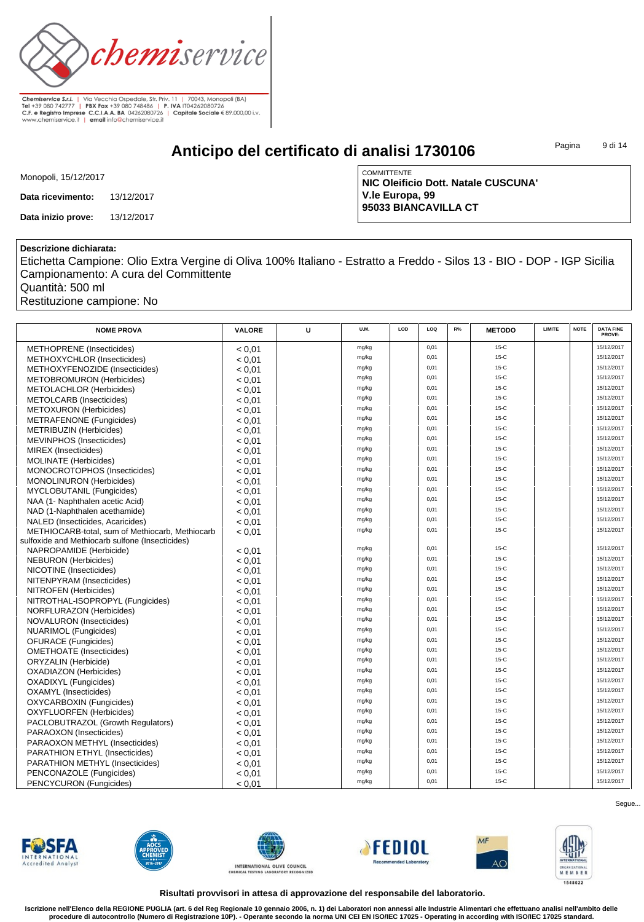Chemiservice S.r.l. | Via Vecchia Ospedale, Str. Priv. 11 | 70043, Monopoli (BA)
Tel +39 080 742777 | PBX Fax +39 080 748486 | P. IVA IT04262080726
C.F. e Registro Imprese C.C.I.A.A. BA 04262080726 | Capitale Sociale € 89.000,00 i.v.
www.chemiservice.it | email info@chemiservice.it

# Anticipo del certificato di analisi 1730106

Monopoli, 15/12/2017

**Data ricevimento:** 13/12/2017

**Data inizio prove:** 13/12/2017

COMMITTENTE
**NIC Oleificio Dott. Natale CUSCUNA'**
**V.le Europa, 99**
**95033 BIANCAVILLA CT**

**Descrizione dichiarata:**
Etichetta Campione: Olio Extra Vergine di Oliva 100% Italiano - Estratto a Freddo - Silos 13 - BIO - DOP - IGP Sicilia
Campionamento: A cura del Committente
Quantità: 500 ml
Restituzione campione: No

| NOME PROVA | VALORE | U | U.M. | LOD | LOQ | R% | METODO | LIMITE | NOTE | DATA FINE PROVE: |
|---|---|---|---|---|---|---|---|---|---|---|
| METHOPRENE (Insecticides) | < 0,01 | | mg/kg | | 0,01 | | 15-C | | | 15/12/2017 |
| METHOXYCHLOR (Insecticides) | < 0,01 | | mg/kg | | 0,01 | | 15-C | | | 15/12/2017 |
| METHOXYFENOZIDE (Insecticides) | < 0,01 | | mg/kg | | 0,01 | | 15-C | | | 15/12/2017 |
| METOBROMURON (Herbicides) | < 0,01 | | mg/kg | | 0,01 | | 15-C | | | 15/12/2017 |
| METOLACHLOR (Herbicides) | < 0,01 | | mg/kg | | 0,01 | | 15-C | | | 15/12/2017 |
| METOLCARB (Insecticides) | < 0,01 | | mg/kg | | 0,01 | | 15-C | | | 15/12/2017 |
| METOXURON (Herbicides) | < 0,01 | | mg/kg | | 0,01 | | 15-C | | | 15/12/2017 |
| METRAFENONE (Fungicides) | < 0,01 | | mg/kg | | 0,01 | | 15-C | | | 15/12/2017 |
| METRIBUZIN (Herbicides) | < 0,01 | | mg/kg | | 0,01 | | 15-C | | | 15/12/2017 |
| MEVINPHOS (Insecticides) | < 0,01 | | mg/kg | | 0,01 | | 15-C | | | 15/12/2017 |
| MIREX (Insecticides) | < 0,01 | | mg/kg | | 0,01 | | 15-C | | | 15/12/2017 |
| MOLINATE (Herbicides) | < 0,01 | | mg/kg | | 0,01 | | 15-C | | | 15/12/2017 |
| MONOCROTOPHOS (Insecticides) | < 0,01 | | mg/kg | | 0,01 | | 15-C | | | 15/12/2017 |
| MONOLINURON (Herbicides) | < 0,01 | | mg/kg | | 0,01 | | 15-C | | | 15/12/2017 |
| MYCLOBUTANIL (Fungicides) | < 0,01 | | mg/kg | | 0,01 | | 15-C | | | 15/12/2017 |
| NAA (1- Naphthalen acetic Acid) | < 0,01 | | mg/kg | | 0,01 | | 15-C | | | 15/12/2017 |
| NAD (1-Naphthalen acethamide) | < 0,01 | | mg/kg | | 0,01 | | 15-C | | | 15/12/2017 |
| NALED (Insecticides, Acaricides) | < 0,01 | | mg/kg | | 0,01 | | 15-C | | | 15/12/2017 |
| METHIOCARB-total, sum of Methiocarb, Methiocarb sulfoxide and Methiocarb sulfone (Insecticides) | < 0,01 | | mg/kg | | 0,01 | | 15-C | | | 15/12/2017 |
| NAPROPAMIDE (Herbicide) | < 0,01 | | mg/kg | | 0,01 | | 15-C | | | 15/12/2017 |
| NEBURON (Herbicides) | < 0,01 | | mg/kg | | 0,01 | | 15-C | | | 15/12/2017 |
| NICOTINE (Insecticides) | < 0,01 | | mg/kg | | 0,01 | | 15-C | | | 15/12/2017 |
| NITENPYRAM (Insecticides) | < 0,01 | | mg/kg | | 0,01 | | 15-C | | | 15/12/2017 |
| NITROFEN (Herbicides) | < 0,01 | | mg/kg | | 0,01 | | 15-C | | | 15/12/2017 |
| NITROTHAL-ISOPROPYL (Fungicides) | < 0,01 | | mg/kg | | 0,01 | | 15-C | | | 15/12/2017 |
| NORFLURAZON (Herbicides) | < 0,01 | | mg/kg | | 0,01 | | 15-C | | | 15/12/2017 |
| NOVALURON (Insecticides) | < 0,01 | | mg/kg | | 0,01 | | 15-C | | | 15/12/2017 |
| NUARIMOL (Fungicides) | < 0,01 | | mg/kg | | 0,01 | | 15-C | | | 15/12/2017 |
| OFURACE (Fungicides) | < 0,01 | | mg/kg | | 0,01 | | 15-C | | | 15/12/2017 |
| OMETHOATE (Insecticides) | < 0,01 | | mg/kg | | 0,01 | | 15-C | | | 15/12/2017 |
| ORYZALIN (Herbicide) | < 0,01 | | mg/kg | | 0,01 | | 15-C | | | 15/12/2017 |
| OXADIAZON (Herbicides) | < 0,01 | | mg/kg | | 0,01 | | 15-C | | | 15/12/2017 |
| OXADIXYL (Fungicides) | < 0,01 | | mg/kg | | 0,01 | | 15-C | | | 15/12/2017 |
| OXAMYL (Insecticides) | < 0,01 | | mg/kg | | 0,01 | | 15-C | | | 15/12/2017 |
| OXYCARBOXIN (Fungicides) | < 0,01 | | mg/kg | | 0,01 | | 15-C | | | 15/12/2017 |
| OXYFLUORFEN (Herbicides) | < 0,01 | | mg/kg | | 0,01 | | 15-C | | | 15/12/2017 |
| PACLOBUTRAZOL (Growth Regulators) | < 0,01 | | mg/kg | | 0,01 | | 15-C | | | 15/12/2017 |
| PARAOXON (Insecticides) | < 0,01 | | mg/kg | | 0,01 | | 15-C | | | 15/12/2017 |
| PARAOXON METHYL (Insecticides) | < 0,01 | | mg/kg | | 0,01 | | 15-C | | | 15/12/2017 |
| PARATHION ETHYL (Insecticides) | < 0,01 | | mg/kg | | 0,01 | | 15-C | | | 15/12/2017 |
| PARATHION METHYL (Insecticides) | < 0,01 | | mg/kg | | 0,01 | | 15-C | | | 15/12/2017 |
| PENCONAZOLE (Fungicides) | < 0,01 | | mg/kg | | 0,01 | | 15-C | | | 15/12/2017 |
| PENCYCURON (Fungicides) | < 0,01 | | mg/kg | | 0,01 | | 15-C | | | 15/12/2017 |

Segue...

**Risultati provvisori in attesa di approvazione del responsabile del laboratorio.**

**Iscrizione nell'Elenco della REGIONE PUGLIA (art. 6 del Reg Regionale 10 gennaio 2006, n. 1) dei Laboratori non annessi alle Industrie Alimentari che effettuano analisi nell'ambito delle procedure di autocontrollo (Numero di Registrazione 10P). - Operante secondo la norma UNI CEI EN ISO/IEC 17025 - Operating in according with ISO/IEC 17025 standard.**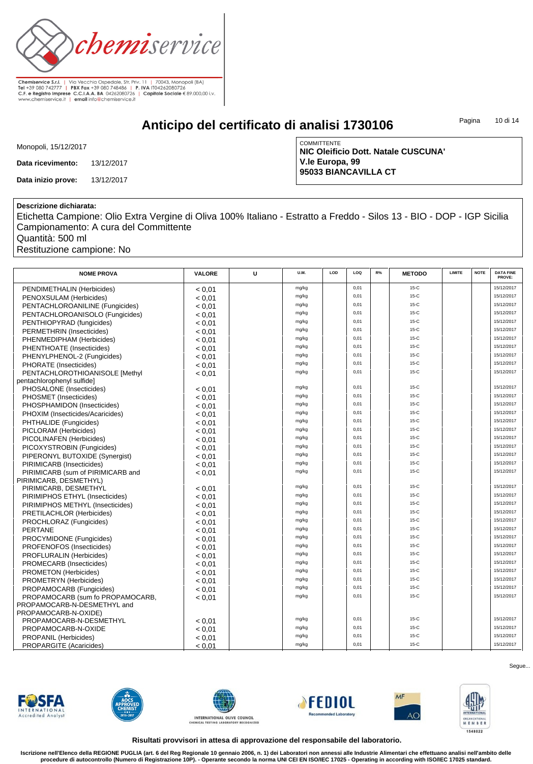Chemiservice S.r.l. | Via Vecchia Ospedale, Str. Priv. 11 | 70043, Monopoli (BA)
Tel +39 080 742777 | PBX Fax +39 080 748486 | P. IVA IT04262080726
C.F. e Registro Imprese C.C.I.A.A. BA 04262080726 | Capitale Sociale € 89.000,00 i.v.
www.chemiservice.it | email info@chemiservice.it

# Anticipo del certificato di analisi 1730106

Monopoli, 15/12/2017

**Data ricevimento:** 13/12/2017

**Data inizio prove:** 13/12/2017

COMMITTENTE
**NIC Oleificio Dott. Natale CUSCUNA'**
**V.le Europa, 99**
**95033 BIANCAVILLA CT**

**Descrizione dichiarata:**
Etichetta Campione: Olio Extra Vergine di Oliva 100% Italiano - Estratto a Freddo - Silos 13 - BIO - DOP - IGP Sicilia
Campionamento: A cura del Committente
Quantità: 500 ml
Restituzione campione: No

| NOME PROVA | VALORE | U | U.M. | LOD | LOQ | R% | METODO | LIMITE | NOTE | DATA FINE PROVE: |
|---|---|---|---|---|---|---|---|---|---|---|
| PENDIMETHALIN (Herbicides) | < 0,01 | | mg/kg | | 0,01 | | 15-C | | | 15/12/2017 |
| PENOXSULAM (Herbicides) | < 0,01 | | mg/kg | | 0,01 | | 15-C | | | 15/12/2017 |
| PENTACHLOROANILINE (Fungicides) | < 0,01 | | mg/kg | | 0,01 | | 15-C | | | 15/12/2017 |
| PENTACHLOROANISOLO (Fungicides) | < 0,01 | | mg/kg | | 0,01 | | 15-C | | | 15/12/2017 |
| PENTHIOPYRAD (fungicides) | < 0,01 | | mg/kg | | 0,01 | | 15-C | | | 15/12/2017 |
| PERMETHRIN (Insecticides) | < 0,01 | | mg/kg | | 0,01 | | 15-C | | | 15/12/2017 |
| PHENMEDIPHAM (Herbicides) | < 0,01 | | mg/kg | | 0,01 | | 15-C | | | 15/12/2017 |
| PHENTHOATE (Insecticides) | < 0,01 | | mg/kg | | 0,01 | | 15-C | | | 15/12/2017 |
| PHENYLPHENOL-2 (Fungicides) | < 0,01 | | mg/kg | | 0,01 | | 15-C | | | 15/12/2017 |
| PHORATE (Insecticides) | < 0,01 | | mg/kg | | 0,01 | | 15-C | | | 15/12/2017 |
| PENTACHLOROTHIOANISOLE [Methyl pentachlorophenyl sulfide] | < 0,01 | | mg/kg | | 0,01 | | 15-C | | | 15/12/2017 |
| PHOSALONE (Insecticides) | < 0,01 | | mg/kg | | 0,01 | | 15-C | | | 15/12/2017 |
| PHOSMET (Insecticides) | < 0,01 | | mg/kg | | 0,01 | | 15-C | | | 15/12/2017 |
| PHOSPHAMIDON (Insecticides) | < 0,01 | | mg/kg | | 0,01 | | 15-C | | | 15/12/2017 |
| PHOXIM (Insecticides/Acaricides) | < 0,01 | | mg/kg | | 0,01 | | 15-C | | | 15/12/2017 |
| PHTHALIDE (Fungicides) | < 0,01 | | mg/kg | | 0,01 | | 15-C | | | 15/12/2017 |
| PICLORAM (Herbicides) | < 0,01 | | mg/kg | | 0,01 | | 15-C | | | 15/12/2017 |
| PICOLINAFEN (Herbicides) | < 0,01 | | mg/kg | | 0,01 | | 15-C | | | 15/12/2017 |
| PICOXYSTROBIN (Fungicides) | < 0,01 | | mg/kg | | 0,01 | | 15-C | | | 15/12/2017 |
| PIPERONYL BUTOXIDE (Synergist) | < 0,01 | | mg/kg | | 0,01 | | 15-C | | | 15/12/2017 |
| PIRIMICARB (Insecticides) | < 0,01 | | mg/kg | | 0,01 | | 15-C | | | 15/12/2017 |
| PIRIMICARB (sum of PIRIMICARB and PIRIMICARB, DESMETHYL) | < 0,01 | | mg/kg | | 0,01 | | 15-C | | | 15/12/2017 |
| PIRIMICARB, DESMETHYL | < 0,01 | | mg/kg | | 0,01 | | 15-C | | | 15/12/2017 |
| PIRIMIPHOS ETHYL (Insecticides) | < 0,01 | | mg/kg | | 0,01 | | 15-C | | | 15/12/2017 |
| PIRIMIPHOS METHYL (Insecticides) | < 0,01 | | mg/kg | | 0,01 | | 15-C | | | 15/12/2017 |
| PRETILACHLOR (Herbicides) | < 0,01 | | mg/kg | | 0,01 | | 15-C | | | 15/12/2017 |
| PROCHLORAZ (Fungicides) | < 0,01 | | mg/kg | | 0,01 | | 15-C | | | 15/12/2017 |
| PERTANE | < 0,01 | | mg/kg | | 0,01 | | 15-C | | | 15/12/2017 |
| PROCYMIDONE (Fungicides) | < 0,01 | | mg/kg | | 0,01 | | 15-C | | | 15/12/2017 |
| PROFENOFOS (Insecticides) | < 0,01 | | mg/kg | | 0,01 | | 15-C | | | 15/12/2017 |
| PROFLURALIN (Herbicides) | < 0,01 | | mg/kg | | 0,01 | | 15-C | | | 15/12/2017 |
| PROMECARB (Insecticides) | < 0,01 | | mg/kg | | 0,01 | | 15-C | | | 15/12/2017 |
| PROMETON (Herbicides) | < 0,01 | | mg/kg | | 0,01 | | 15-C | | | 15/12/2017 |
| PROMETRYN (Herbicides) | < 0,01 | | mg/kg | | 0,01 | | 15-C | | | 15/12/2017 |
| PROPAMOCARB (Fungicides) | < 0,01 | | mg/kg | | 0,01 | | 15-C | | | 15/12/2017 |
| PROPAMOCARB (sum fo PROPAMOCARB, PROPAMOCARB-N-DESMETHYL and PROPAMOCARB-N-OXIDE) | < 0,01 | | mg/kg | | 0,01 | | 15-C | | | 15/12/2017 |
| PROPAMOCARB-N-DESMETHYL | < 0,01 | | mg/kg | | 0,01 | | 15-C | | | 15/12/2017 |
| PROPAMOCARB-N-OXIDE | < 0,01 | | mg/kg | | 0,01 | | 15-C | | | 15/12/2017 |
| PROPANIL (Herbicides) | < 0,01 | | mg/kg | | 0,01 | | 15-C | | | 15/12/2017 |
| PROPARGITE (Acaricides) | < 0,01 | | mg/kg | | 0,01 | | 15-C | | | 15/12/2017 |

Segue...

**Risultati provvisori in attesa di approvazione del responsabile del laboratorio.**

**Iscrizione nell'Elenco della REGIONE PUGLIA (art. 6 del Reg Regionale 10 gennaio 2006, n. 1) dei Laboratori non annessi alle Industrie Alimentari che effettuano analisi nell'ambito delle procedure di autocontrollo (Numero di Registrazione 10P). - Operante secondo la norma UNI CEI EN ISO/IEC 17025 - Operating in according with ISO/IEC 17025 standard.**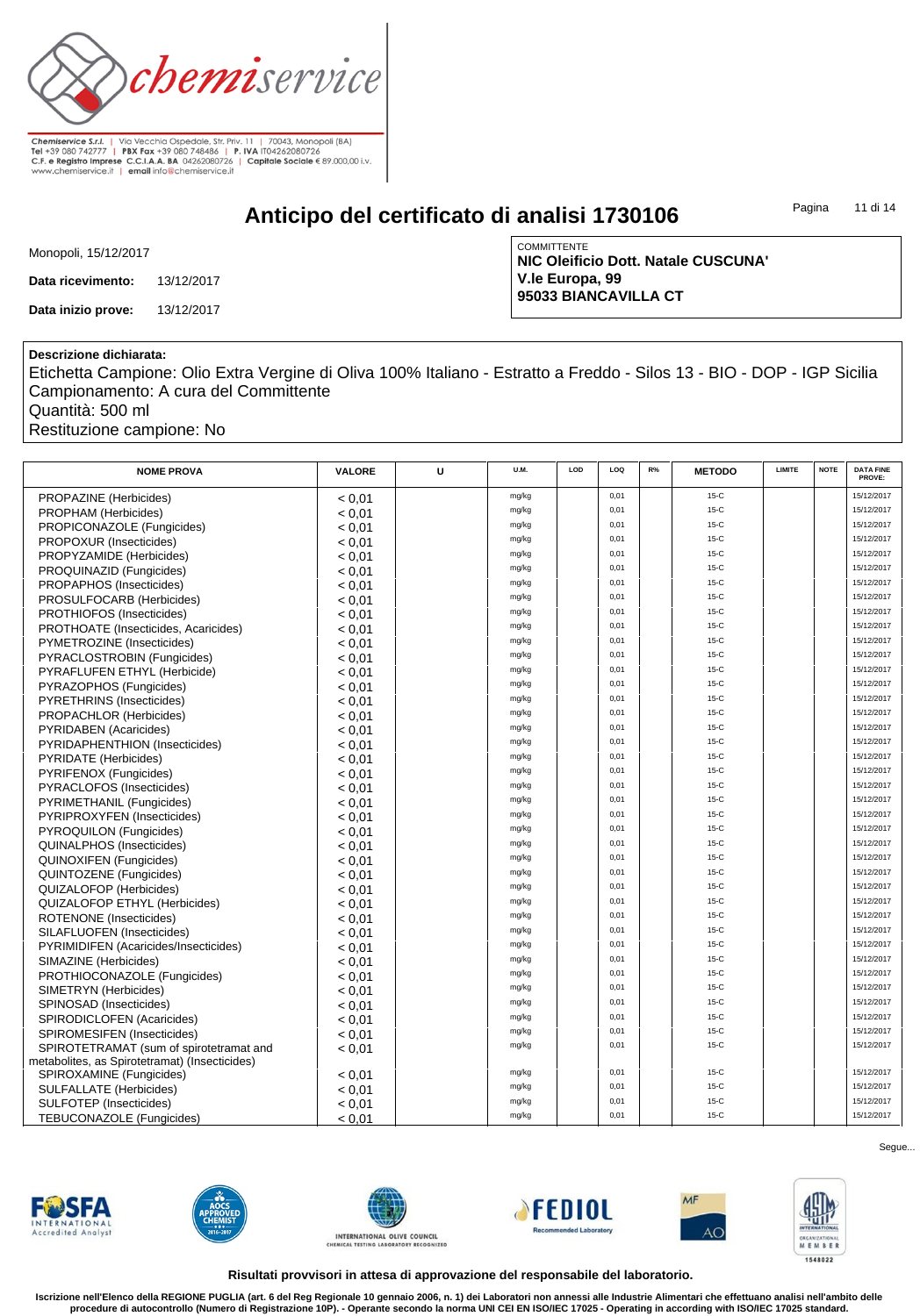Chemiservice S.r.l. | Via Vecchia Ospedale, Str. Priv. 11 | 70043, Monopoli (BA)
Tel +39 080 742777 | PBX Fax +39 080 748486 | P. IVA IT04262080726
C.F. e Registro Imprese C.C.I.A.A. BA 04262080726 | Capitale Sociale € 89.000,00 i.v.
www.chemiservice.it | email info@chemiservice.it

# Anticipo del certificato di analisi 1730106

Monopoli, 15/12/2017

**Data ricevimento:** 13/12/2017

**Data inizio prove:** 13/12/2017

COMMITTENTE
**NIC Oleificio Dott. Natale CUSCUNA'**
**V.le Europa, 99**
**95033 BIANCAVILLA CT**

**Descrizione dichiarata:**
Etichetta Campione: Olio Extra Vergine di Oliva 100% Italiano - Estratto a Freddo - Silos 13 - BIO - DOP - IGP Sicilia
Campionamento: A cura del Committente
Quantità: 500 ml
Restituzione campione: No

| NOME PROVA | VALORE | U | U.M. | LOD | LOQ | R% | METODO | LIMITE | NOTE | DATA FINE PROVE: |
|---|---|---|---|---|---|---|---|---|---|---|
| PROPAZINE (Herbicides) | < 0,01 | | mg/kg | | 0,01 | | 15-C | | | 15/12/2017 |
| PROPHAM (Herbicides) | < 0,01 | | mg/kg | | 0,01 | | 15-C | | | 15/12/2017 |
| PROPICONAZOLE (Fungicides) | < 0,01 | | mg/kg | | 0,01 | | 15-C | | | 15/12/2017 |
| PROPOXUR (Insecticides) | < 0,01 | | mg/kg | | 0,01 | | 15-C | | | 15/12/2017 |
| PROPYZAMIDE (Herbicides) | < 0,01 | | mg/kg | | 0,01 | | 15-C | | | 15/12/2017 |
| PROQUINAZID (Fungicides) | < 0,01 | | mg/kg | | 0,01 | | 15-C | | | 15/12/2017 |
| PROPAPHOS (Insecticides) | < 0,01 | | mg/kg | | 0,01 | | 15-C | | | 15/12/2017 |
| PROSULFOCARB (Herbicides) | < 0,01 | | mg/kg | | 0,01 | | 15-C | | | 15/12/2017 |
| PROTHIOFOS (Insecticides) | < 0,01 | | mg/kg | | 0,01 | | 15-C | | | 15/12/2017 |
| PROTHOATE (Insecticides, Acaricides) | < 0,01 | | mg/kg | | 0,01 | | 15-C | | | 15/12/2017 |
| PYMETROZINE (Insecticides) | < 0,01 | | mg/kg | | 0,01 | | 15-C | | | 15/12/2017 |
| PYRACLOSTROBIN (Fungicides) | < 0,01 | | mg/kg | | 0,01 | | 15-C | | | 15/12/2017 |
| PYRAFLUFEN ETHYL (Herbicide) | < 0,01 | | mg/kg | | 0,01 | | 15-C | | | 15/12/2017 |
| PYRAZOPHOS (Fungicides) | < 0,01 | | mg/kg | | 0,01 | | 15-C | | | 15/12/2017 |
| PYRETHRINS (Insecticides) | < 0,01 | | mg/kg | | 0,01 | | 15-C | | | 15/12/2017 |
| PROPACHLOR (Herbicides) | < 0,01 | | mg/kg | | 0,01 | | 15-C | | | 15/12/2017 |
| PYRIDABEN (Acaricides) | < 0,01 | | mg/kg | | 0,01 | | 15-C | | | 15/12/2017 |
| PYRIDAPHENTHION (Insecticides) | < 0,01 | | mg/kg | | 0,01 | | 15-C | | | 15/12/2017 |
| PYRIDATE (Herbicides) | < 0,01 | | mg/kg | | 0,01 | | 15-C | | | 15/12/2017 |
| PYRIFENOX (Fungicides) | < 0,01 | | mg/kg | | 0,01 | | 15-C | | | 15/12/2017 |
| PYRACLOFOS (Insecticides) | < 0,01 | | mg/kg | | 0,01 | | 15-C | | | 15/12/2017 |
| PYRIMETHANIL (Fungicides) | < 0,01 | | mg/kg | | 0,01 | | 15-C | | | 15/12/2017 |
| PYRIPROXYFEN (Insecticides) | < 0,01 | | mg/kg | | 0,01 | | 15-C | | | 15/12/2017 |
| PYROQUILON (Fungicides) | < 0,01 | | mg/kg | | 0,01 | | 15-C | | | 15/12/2017 |
| QUINALPHOS (Insecticides) | < 0,01 | | mg/kg | | 0,01 | | 15-C | | | 15/12/2017 |
| QUINOXIFEN (Fungicides) | < 0,01 | | mg/kg | | 0,01 | | 15-C | | | 15/12/2017 |
| QUINTOZENE (Fungicides) | < 0,01 | | mg/kg | | 0,01 | | 15-C | | | 15/12/2017 |
| QUIZALOFOP (Herbicides) | < 0,01 | | mg/kg | | 0,01 | | 15-C | | | 15/12/2017 |
| QUIZALOFOP ETHYL (Herbicides) | < 0,01 | | mg/kg | | 0,01 | | 15-C | | | 15/12/2017 |
| ROTENONE (Insecticides) | < 0,01 | | mg/kg | | 0,01 | | 15-C | | | 15/12/2017 |
| SILAFLUOFEN (Insecticides) | < 0,01 | | mg/kg | | 0,01 | | 15-C | | | 15/12/2017 |
| PYRIMIDIFEN (Acaricides/Insecticides) | < 0,01 | | mg/kg | | 0,01 | | 15-C | | | 15/12/2017 |
| SIMAZINE (Herbicides) | < 0,01 | | mg/kg | | 0,01 | | 15-C | | | 15/12/2017 |
| PROTHIOCONAZOLE (Fungicides) | < 0,01 | | mg/kg | | 0,01 | | 15-C | | | 15/12/2017 |
| SIMETRYN (Herbicides) | < 0,01 | | mg/kg | | 0,01 | | 15-C | | | 15/12/2017 |
| SPINOSAD (Insecticides) | < 0,01 | | mg/kg | | 0,01 | | 15-C | | | 15/12/2017 |
| SPIRODICLOFEN (Acaricides) | < 0,01 | | mg/kg | | 0,01 | | 15-C | | | 15/12/2017 |
| SPIROMESIFEN (Insecticides) | < 0,01 | | mg/kg | | 0,01 | | 15-C | | | 15/12/2017 |
| SPIROTETRAMAT (sum of spirotetramat and metabolites, as Spirotetramat) (Insecticides) | < 0,01 | | mg/kg | | 0,01 | | 15-C | | | 15/12/2017 |
| SPIROXAMINE (Fungicides) | < 0,01 | | mg/kg | | 0,01 | | 15-C | | | 15/12/2017 |
| SULFALLATE (Herbicides) | < 0,01 | | mg/kg | | 0,01 | | 15-C | | | 15/12/2017 |
| SULFOTEP (Insecticides) | < 0,01 | | mg/kg | | 0,01 | | 15-C | | | 15/12/2017 |
| TEBUCONAZOLE (Fungicides) | < 0,01 | | mg/kg | | 0,01 | | 15-C | | | 15/12/2017 |

Segue...

**Risultati provvisori in attesa di approvazione del responsabile del laboratorio.**

**Iscrizione nell'Elenco della REGIONE PUGLIA (art. 6 del Reg Regionale 10 gennaio 2006, n. 1) dei Laboratori non annessi alle Industrie Alimentari che effettuano analisi nell'ambito delle procedure di autocontrollo (Numero di Registrazione 10P). - Operante secondo la norma UNI CEI EN ISO/IEC 17025 - Operating in according with ISO/IEC 17025 standard.**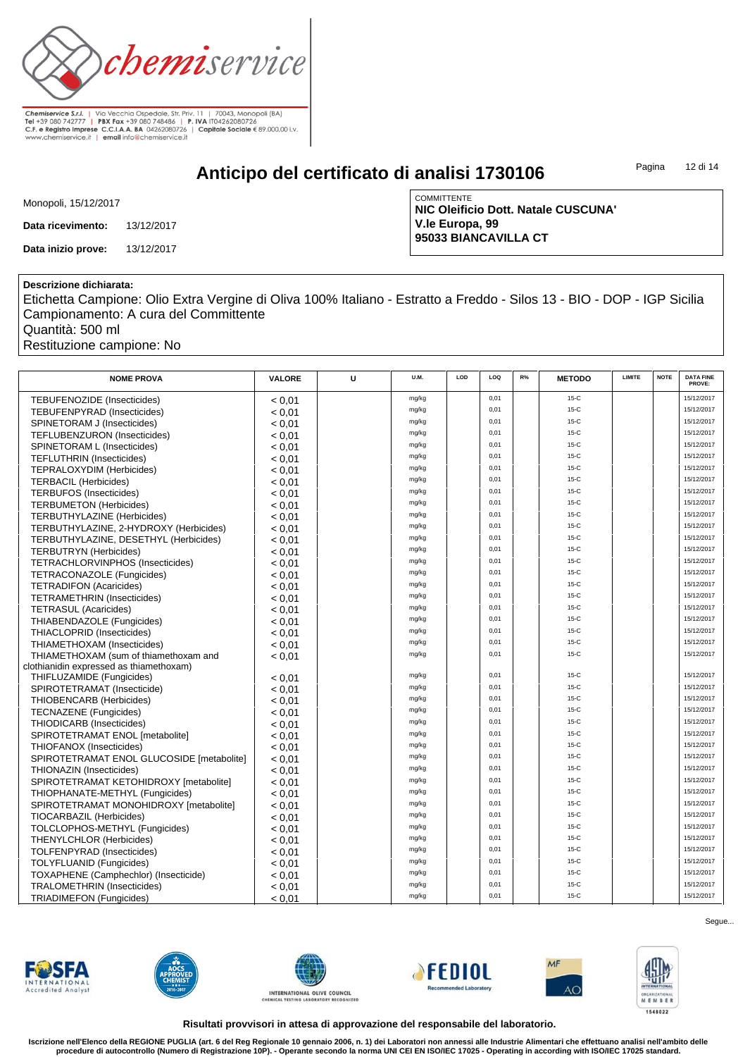Chemiservice S.r.l. | Via Vecchia Ospedale, Str. Priv. 11 | 70043, Monopoli (BA)
Tel +39 080 742777 | PBX Fax +39 080 748486 | P. IVA IT04262080726
C.F. e Registro Imprese C.C.I.A.A. BA 04262080726 | Capitale Sociale € 89.000,00 i.v.
www.chemiservice.it | email info@chemiservice.it

# Anticipo del certificato di analisi 1730106

Monopoli, 15/12/2017

**Data ricevimento:** 13/12/2017

**Data inizio prove:** 13/12/2017

COMMITTENTE
**NIC Oleificio Dott. Natale CUSCUNA'**
**V.le Europa, 99**
**95033 BIANCAVILLA CT**

**Descrizione dichiarata:**
Etichetta Campione: Olio Extra Vergine di Oliva 100% Italiano - Estratto a Freddo - Silos 13 - BIO - DOP - IGP Sicilia
Campionamento: A cura del Committente
Quantità: 500 ml
Restituzione campione: No

| NOME PROVA | VALORE | U | U.M. | LOD | LOQ | R% | METODO | LIMITE | NOTE | DATA FINE PROVE: |
|---|---|---|---|---|---|---|---|---|---|---|
| TEBUFENOZIDE (Insecticides) | < 0,01 | | mg/kg | | 0,01 | | 15-C | | | 15/12/2017 |
| TEBUFENPYRAD (Insecticides) | < 0,01 | | mg/kg | | 0,01 | | 15-C | | | 15/12/2017 |
| SPINETORAM J (Insecticides) | < 0,01 | | mg/kg | | 0,01 | | 15-C | | | 15/12/2017 |
| TEFLUBENZURON (Insecticides) | < 0,01 | | mg/kg | | 0,01 | | 15-C | | | 15/12/2017 |
| SPINETORAM L (Insecticides) | < 0,01 | | mg/kg | | 0,01 | | 15-C | | | 15/12/2017 |
| TEFLUTHRIN (Insecticides) | < 0,01 | | mg/kg | | 0,01 | | 15-C | | | 15/12/2017 |
| TEPRALOXYDIM (Herbicides) | < 0,01 | | mg/kg | | 0,01 | | 15-C | | | 15/12/2017 |
| TERBACIL (Herbicides) | < 0,01 | | mg/kg | | 0,01 | | 15-C | | | 15/12/2017 |
| TERBUFOS (Insecticides) | < 0,01 | | mg/kg | | 0,01 | | 15-C | | | 15/12/2017 |
| TERBUMETON (Herbicides) | < 0,01 | | mg/kg | | 0,01 | | 15-C | | | 15/12/2017 |
| TERBUTHYLAZINE (Herbicides) | < 0,01 | | mg/kg | | 0,01 | | 15-C | | | 15/12/2017 |
| TERBUTHYLAZINE, 2-HYDROXY (Herbicides) | < 0,01 | | mg/kg | | 0,01 | | 15-C | | | 15/12/2017 |
| TERBUTHYLAZINE, DESETHYL (Herbicides) | < 0,01 | | mg/kg | | 0,01 | | 15-C | | | 15/12/2017 |
| TERBUTRYN (Herbicides) | < 0,01 | | mg/kg | | 0,01 | | 15-C | | | 15/12/2017 |
| TETRACHLORVINPHOS (Insecticides) | < 0,01 | | mg/kg | | 0,01 | | 15-C | | | 15/12/2017 |
| TETRACONAZOLE (Fungicides) | < 0,01 | | mg/kg | | 0,01 | | 15-C | | | 15/12/2017 |
| TETRADIFON (Acaricides) | < 0,01 | | mg/kg | | 0,01 | | 15-C | | | 15/12/2017 |
| TETRAMETHRIN (Insecticides) | < 0,01 | | mg/kg | | 0,01 | | 15-C | | | 15/12/2017 |
| TETRASUL (Acaricides) | < 0,01 | | mg/kg | | 0,01 | | 15-C | | | 15/12/2017 |
| THIABENDAZOLE (Fungicides) | < 0,01 | | mg/kg | | 0,01 | | 15-C | | | 15/12/2017 |
| THIACLOPRID (Insecticides) | < 0,01 | | mg/kg | | 0,01 | | 15-C | | | 15/12/2017 |
| THIAMETHOXAM (Insecticides) | < 0,01 | | mg/kg | | 0,01 | | 15-C | | | 15/12/2017 |
| THIAMETHOXAM (sum of thiamethoxam and clothianidin expressed as thiamethoxam) | < 0,01 | | mg/kg | | 0,01 | | 15-C | | | 15/12/2017 |
| THIFLUZAMIDE (Fungicides) | < 0,01 | | mg/kg | | 0,01 | | 15-C | | | 15/12/2017 |
| SPIROTETRAMAT (Insecticide) | < 0,01 | | mg/kg | | 0,01 | | 15-C | | | 15/12/2017 |
| THIOBENCARB (Herbicides) | < 0,01 | | mg/kg | | 0,01 | | 15-C | | | 15/12/2017 |
| TECNAZENE (Fungicides) | < 0,01 | | mg/kg | | 0,01 | | 15-C | | | 15/12/2017 |
| THIODICARB (Insecticides) | < 0,01 | | mg/kg | | 0,01 | | 15-C | | | 15/12/2017 |
| SPIROTETRAMAT ENOL [metabolite] | < 0,01 | | mg/kg | | 0,01 | | 15-C | | | 15/12/2017 |
| THIOFANOX (Insecticides) | < 0,01 | | mg/kg | | 0,01 | | 15-C | | | 15/12/2017 |
| SPIROTETRAMAT ENOL GLUCOSIDE [metabolite] | < 0,01 | | mg/kg | | 0,01 | | 15-C | | | 15/12/2017 |
| THIONAZIN (Insecticides) | < 0,01 | | mg/kg | | 0,01 | | 15-C | | | 15/12/2017 |
| SPIROTETRAMAT KETOHIDROXY [metabolite] | < 0,01 | | mg/kg | | 0,01 | | 15-C | | | 15/12/2017 |
| THIOPHANATE-METHYL (Fungicides) | < 0,01 | | mg/kg | | 0,01 | | 15-C | | | 15/12/2017 |
| SPIROTETRAMAT MONOHIDROXY [metabolite] | < 0,01 | | mg/kg | | 0,01 | | 15-C | | | 15/12/2017 |
| TIOCARBAZIL (Herbicides) | < 0,01 | | mg/kg | | 0,01 | | 15-C | | | 15/12/2017 |
| TOLCLOPHOS-METHYL (Fungicides) | < 0,01 | | mg/kg | | 0,01 | | 15-C | | | 15/12/2017 |
| THENYLCHLOR (Herbicides) | < 0,01 | | mg/kg | | 0,01 | | 15-C | | | 15/12/2017 |
| TOLFENPYRAD (Insecticides) | < 0,01 | | mg/kg | | 0,01 | | 15-C | | | 15/12/2017 |
| TOLYFLUANID (Fungicides) | < 0,01 | | mg/kg | | 0,01 | | 15-C | | | 15/12/2017 |
| TOXAPHENE (Camphechlor) (Insecticide) | < 0,01 | | mg/kg | | 0,01 | | 15-C | | | 15/12/2017 |
| TRALOMETHRIN (Insecticides) | < 0,01 | | mg/kg | | 0,01 | | 15-C | | | 15/12/2017 |
| TRIADIMEFON (Fungicides) | < 0,01 | | mg/kg | | 0,01 | | 15-C | | | 15/12/2017 |

Segue...

**Risultati provvisori in attesa di approvazione del responsabile del laboratorio.**

**Iscrizione nell'Elenco della REGIONE PUGLIA (art. 6 del Reg Regionale 10 gennaio 2006, n. 1) dei Laboratori non annessi alle Industrie Alimentari che effettuano analisi nell'ambito delle procedure di autocontrollo (Numero di Registrazione 10P). - Operante secondo la norma UNI CEI EN ISO/IEC 17025 - Operating in according with ISO/IEC 17025 standard.**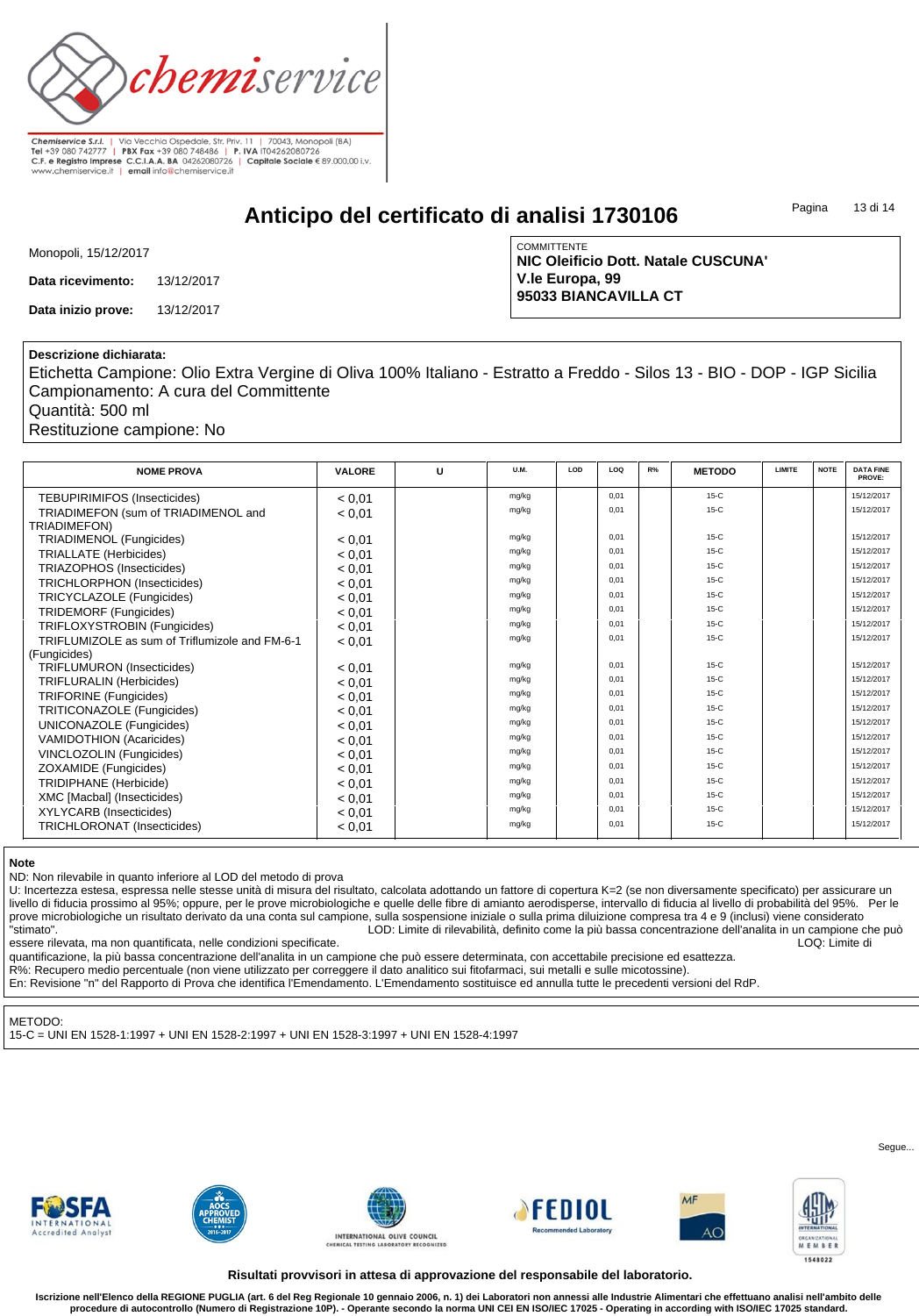Chemiservice S.r.l. | Via Vecchia Ospedale, Str. Priv. 11 | 70043, Monopoli (BA)
Tel +39 080 742777 | PBX Fax +39 080 748486 | P. IVA IT04262080726
C.F. e Registro Imprese C.C.I.A.A. BA 04262080726 | Capitale Sociale € 89.000,00 i.v.
www.chemiservice.it | email info@chemiservice.it

# Anticipo del certificato di analisi 1730106

Monopoli, 15/12/2017

**Data ricevimento:** 13/12/2017

**Data inizio prove:** 13/12/2017

COMMITTENTE
**NIC Oleificio Dott. Natale CUSCUNA'**
**V.le Europa, 99**
**95033 BIANCAVILLA CT**

**Descrizione dichiarata:**
Etichetta Campione: Olio Extra Vergine di Oliva 100% Italiano - Estratto a Freddo - Silos 13 - BIO - DOP - IGP Sicilia
Campionamento: A cura del Committente
Quantità: 500 ml
Restituzione campione: No

| NOME PROVA | VALORE | U | U.M. | LOD | LOQ | R% | METODO | LIMITE | NOTE | DATA FINE PROVE: |
|---|---|---|---|---|---|---|---|---|---|---|
| TEBUPIRIMIFOS (Insecticides) | < 0,01 | | mg/kg | | 0,01 | | 15-C | | | 15/12/2017 |
| TRIADIMEFON (sum of TRIADIMENOL and TRIADIMEFON) | < 0,01 | | mg/kg | | 0,01 | | 15-C | | | 15/12/2017 |
| TRIADIMENOL (Fungicides) | < 0,01 | | mg/kg | | 0,01 | | 15-C | | | 15/12/2017 |
| TRIALLATE (Herbicides) | < 0,01 | | mg/kg | | 0,01 | | 15-C | | | 15/12/2017 |
| TRIAZOPHOS (Insecticides) | < 0,01 | | mg/kg | | 0,01 | | 15-C | | | 15/12/2017 |
| TRICHLORPHON (Insecticides) | < 0,01 | | mg/kg | | 0,01 | | 15-C | | | 15/12/2017 |
| TRICYCLAZOLE (Fungicides) | < 0,01 | | mg/kg | | 0,01 | | 15-C | | | 15/12/2017 |
| TRIDEMORF (Fungicides) | < 0,01 | | mg/kg | | 0,01 | | 15-C | | | 15/12/2017 |
| TRIFLOXYSTROBIN (Fungicides) | < 0,01 | | mg/kg | | 0,01 | | 15-C | | | 15/12/2017 |
| TRIFLUMIZOLE as sum of Triflumizole and FM-6-1 (Fungicides) | < 0,01 | | mg/kg | | 0,01 | | 15-C | | | 15/12/2017 |
| TRIFLUMURON (Insecticides) | < 0,01 | | mg/kg | | 0,01 | | 15-C | | | 15/12/2017 |
| TRIFLURALIN (Herbicides) | < 0,01 | | mg/kg | | 0,01 | | 15-C | | | 15/12/2017 |
| TRIFORINE (Fungicides) | < 0,01 | | mg/kg | | 0,01 | | 15-C | | | 15/12/2017 |
| TRITICONAZOLE (Fungicides) | < 0,01 | | mg/kg | | 0,01 | | 15-C | | | 15/12/2017 |
| UNICONAZOLE (Fungicides) | < 0,01 | | mg/kg | | 0,01 | | 15-C | | | 15/12/2017 |
| VAMIDOTHION (Acaricides) | < 0,01 | | mg/kg | | 0,01 | | 15-C | | | 15/12/2017 |
| VINCLOZOLIN (Fungicides) | < 0,01 | | mg/kg | | 0,01 | | 15-C | | | 15/12/2017 |
| ZOXAMIDE (Fungicides) | < 0,01 | | mg/kg | | 0,01 | | 15-C | | | 15/12/2017 |
| TRIDIPHANE (Herbicide) | < 0,01 | | mg/kg | | 0,01 | | 15-C | | | 15/12/2017 |
| XMC [Macbal] (Insecticides) | < 0,01 | | mg/kg | | 0,01 | | 15-C | | | 15/12/2017 |
| XYLYCARB (Insecticides) | < 0,01 | | mg/kg | | 0,01 | | 15-C | | | 15/12/2017 |
| TRICHLORONAT (Insecticides) | < 0,01 | | mg/kg | | 0,01 | | 15-C | | | 15/12/2017 |

**Note**
ND: Non rilevabile in quanto inferiore al LOD del metodo di prova
U: Incertezza estesa, espressa nelle stesse unità di misura del risultato, calcolata adottando un fattore di copertura K=2 (se non diversamente specificato) per assicurare un livello di fiducia prossimo al 95%; oppure, per le prove microbiologiche e quelle delle fibre di amianto aerodisperse, intervallo di fiducia al livello di probabilità del 95%. Per le prove microbiologiche un risultato derivato da una conta sul campione, sulla sospensione iniziale o sulla prima diluizione compresa tra 4 e 9 (inclusi) viene considerato "stimato". LOD: Limite di rilevabilità, definito come la più bassa concentrazione dell'analita in un campione che può essere rilevata, ma non quantificata, nelle condizioni specificate. LOQ: Limite di quantificazione, la più bassa concentrazione dell'analita in un campione che può essere determinata, con accettabile precisione ed esattezza.
R%: Recupero medio percentuale (non viene utilizzato per correggere il dato analitico sui fitofarmaci, sui metalli e sulle micotossine).
En: Revisione "n" del Rapporto di Prova che identifica l'Emendamento. L'Emendamento sostituisce ed annulla tutte le precedenti versioni del RdP.

METODO:
15-C = UNI EN 1528-1:1997 + UNI EN 1528-2:1997 + UNI EN 1528-3:1997 + UNI EN 1528-4:1997

Segue...

**Risultati provvisori in attesa di approvazione del responsabile del laboratorio.**

**Iscrizione nell'Elenco della REGIONE PUGLIA (art. 6 del Reg Regionale 10 gennaio 2006, n. 1) dei Laboratori non annessi alle Industrie Alimentari che effettuano analisi nell'ambito delle procedure di autocontrollo (Numero di Registrazione 10P). - Operante secondo la norma UNI CEI EN ISO/IEC 17025 - Operating in according with ISO/IEC 17025 standard.**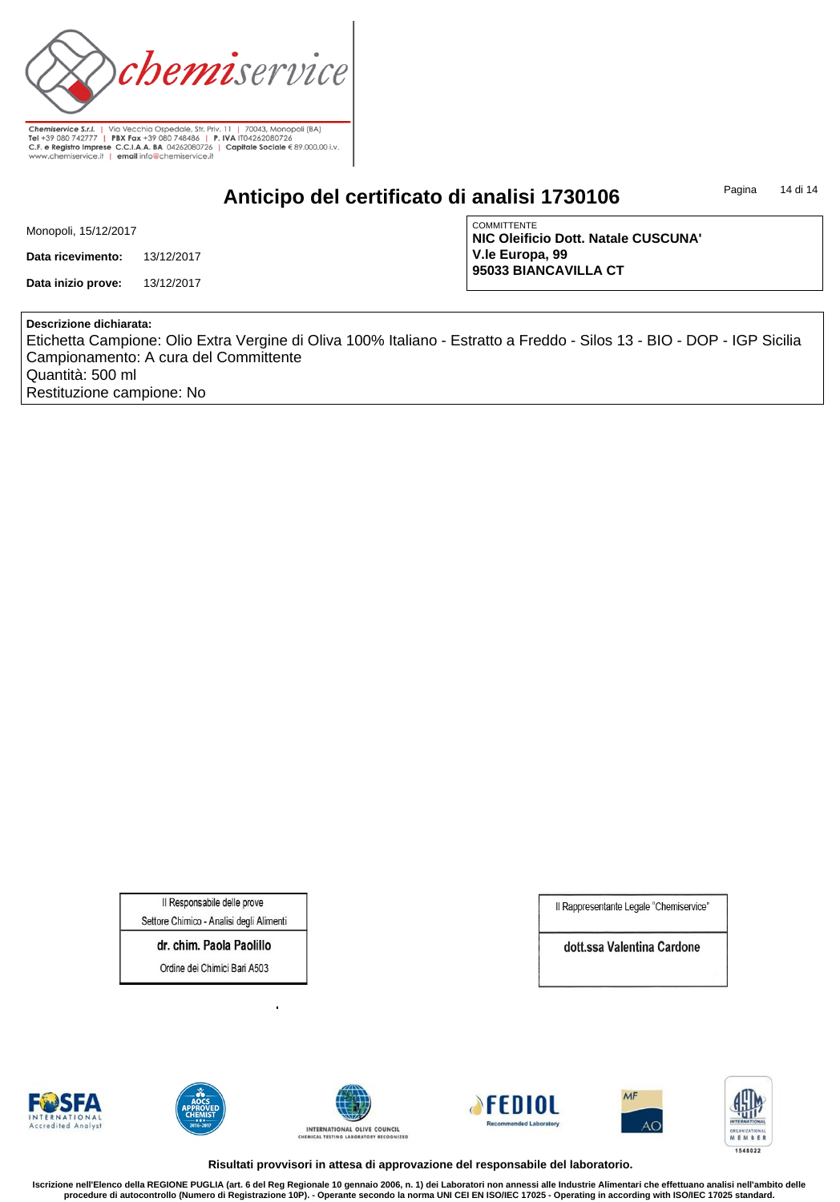Chemiservice S.r.l. | Via Vecchia Ospedale, Str. Priv. 11 | 70043, Monopoli (BA)
Tel +39 080 742777 | PBX Fax +39 080 748486 | P. IVA IT04262080726
C.F. e Registro Imprese C.C.I.A.A. BA 04262080726 | Capitale Sociale € 89.000,00 i.v.
www.chemiservice.it | email info@chemiservice.it

# Anticipo del certificato di analisi 1730106

Monopoli, 15/12/2017

**Data ricevimento:** 13/12/2017

**Data inizio prove:** 13/12/2017

COMMITTENTE
**NIC Oleificio Dott. Natale CUSCUNA'**
**V.le Europa, 99**
**95033 BIANCAVILLA CT**

**Descrizione dichiarata:**
Etichetta Campione: Olio Extra Vergine di Oliva 100% Italiano - Estratto a Freddo - Silos 13 - BIO - DOP - IGP Sicilia
Campionamento: A cura del Committente
Quantità: 500 ml
Restituzione campione: No

| Il Responsabile delle prove<br>Settore Chimico - Analisi degli Alimenti | Il Rappresentante Legale "Chemiservice" |
|---|---|
| **dr. chim. Paola Paolillo**<br>Ordine dei Chimici Bari A503 | **dott.ssa Valentina Cardone** |

**Risultati provvisori in attesa di approvazione del responsabile del laboratorio.**

**Iscrizione nell'Elenco della REGIONE PUGLIA (art. 6 del Reg Regionale 10 gennaio 2006, n. 1) dei Laboratori non annessi alle Industrie Alimentari che effettuano analisi nell'ambito delle procedure di autocontrollo (Numero di Registrazione 10P). - Operante secondo la norma UNI CEI EN ISO/IEC 17025 - Operating in according with ISO/IEC 17025 standard.**